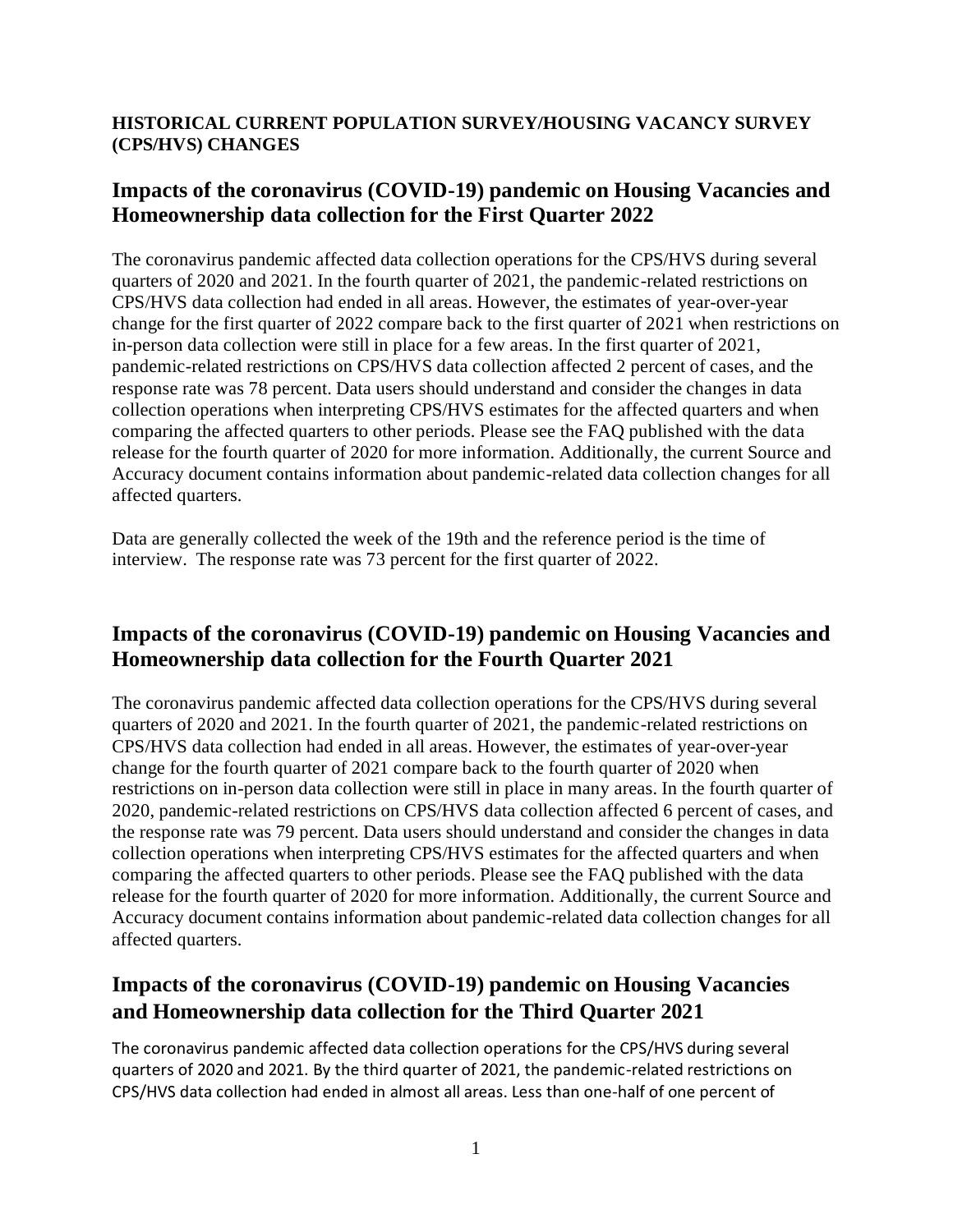**HISTORICAL CURRENT POPULATION SURVEY/HOUSING VACANCY SURVEY (CPS/HVS) CHANGES**

## Impacts of the coronavirus (COVID-19) pandemic on Housing Vacancies and Homeownership data collection for the First Quarter 2022

The coronavirus pandemic affected data collection operations for the CPS/HVS during several quarters of 2020 and 2021. In the fourth quarter of 2021, the pandemic-related restrictions on CPS/HVS data collection had ended in all areas. However, the estimates of year-over-year change for the first quarter of 2022 compare back to the first quarter of 2021 when restrictions on in-person data collection were still in place for a few areas. In the first quarter of 2021, pandemic-related restrictions on CPS/HVS data collection affected 2 percent of cases, and the response rate was 78 percent. Data users should understand and consider the changes in data collection operations when interpreting CPS/HVS estimates for the affected quarters and when comparing the affected quarters to other periods. Please see the FAQ published with the data release for the fourth quarter of 2020 for more information. Additionally, the current Source and Accuracy document contains information about pandemic-related data collection changes for all affected quarters.

Data are generally collected the week of the 19th and the reference period is the time of interview. The response rate was 73 percent for the first quarter of 2022.

## Impacts of the coronavirus (COVID-19) pandemic on Housing Vacancies and Homeownership data collection for the Fourth Quarter 2021

The coronavirus pandemic affected data collection operations for the CPS/HVS during several quarters of 2020 and 2021. In the fourth quarter of 2021, the pandemic-related restrictions on CPS/HVS data collection had ended in all areas. However, the estimates of year-over-year change for the fourth quarter of 2021 compare back to the fourth quarter of 2020 when restrictions on in-person data collection were still in place in many areas. In the fourth quarter of 2020, pandemic-related restrictions on CPS/HVS data collection affected 6 percent of cases, and the response rate was 79 percent. Data users should understand and consider the changes in data collection operations when interpreting CPS/HVS estimates for the affected quarters and when comparing the affected quarters to other periods. Please see the FAQ published with the data release for the fourth quarter of 2020 for more information. Additionally, the current Source and Accuracy document contains information about pandemic-related data collection changes for all affected quarters.

## Impacts of the coronavirus (COVID-19) pandemic on Housing Vacancies and Homeownership data collection for the Third Quarter 2021

The coronavirus pandemic affected data collection operations for the CPS/HVS during several quarters of 2020 and 2021. By the third quarter of 2021, the pandemic-related restrictions on CPS/HVS data collection had ended in almost all areas. Less than one-half of one percent of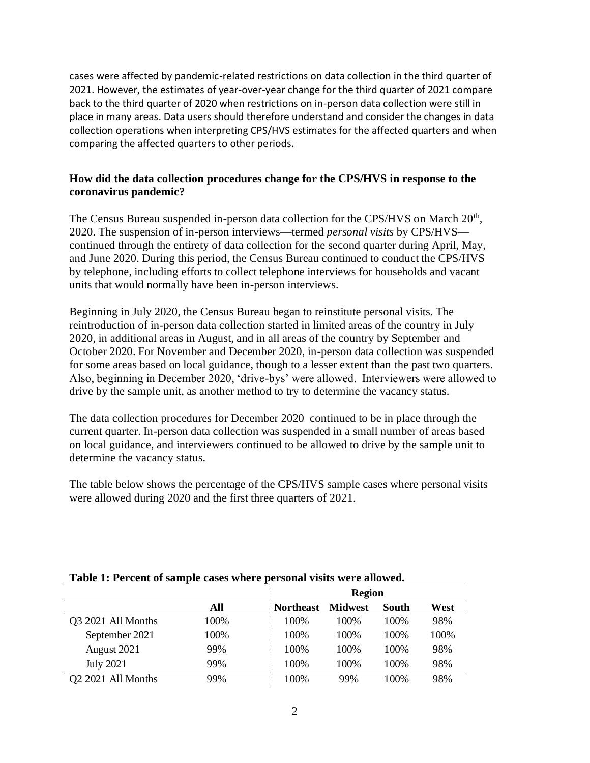cases were affected by pandemic-related restrictions on data collection in the third quarter of 2021. However, the estimates of year-over-year change for the third quarter of 2021 compare back to the third quarter of 2020 when restrictions on in-person data collection were still in place in many areas. Data users should therefore understand and consider the changes in data collection operations when interpreting CPS/HVS estimates for the affected quarters and when comparing the affected quarters to other periods.

### How did the data collection procedures change for the CPS/HVS in response to the coronavirus pandemic?

The Census Bureau suspended in-person data collection for the CPS/HVS on March 20th, 2020. The suspension of in-person interviews—termed *personal visits* by CPS/HVS—continued through the entirety of data collection for the second quarter during April, May, and June 2020. During this period, the Census Bureau continued to conduct the CPS/HVS by telephone, including efforts to collect telephone interviews for households and vacant units that would normally have been in-person interviews.

Beginning in July 2020, the Census Bureau began to reinstitute personal visits. The reintroduction of in-person data collection started in limited areas of the country in July 2020, in additional areas in August, and in all areas of the country by September and October 2020. For November and December 2020, in-person data collection was suspended for some areas based on local guidance, though to a lesser extent than the past two quarters. Also, beginning in December 2020, 'drive-bys' were allowed. Interviewers were allowed to drive by the sample unit, as another method to try to determine the vacancy status.

The data collection procedures for December 2020 continued to be in place through the current quarter. In-person data collection was suspended in a small number of areas based on local guidance, and interviewers continued to be allowed to drive by the sample unit to determine the vacancy status.

The table below shows the percentage of the CPS/HVS sample cases where personal visits were allowed during 2020 and the first three quarters of 2021.

**Table 1: Percent of sample cases where personal visits were allowed.**

| | | Region | | | |
|---|---|---|---|---|---|
| | All | Northeast | Midwest | South | West |
| Q3 2021 All Months | 100% | 100% | 100% | 100% | 98% |
| September 2021 | 100% | 100% | 100% | 100% | 100% |
| August 2021 | 99% | 100% | 100% | 100% | 98% |
| July 2021 | 99% | 100% | 100% | 100% | 98% |
| Q2 2021 All Months | 99% | 100% | 99% | 100% | 98% |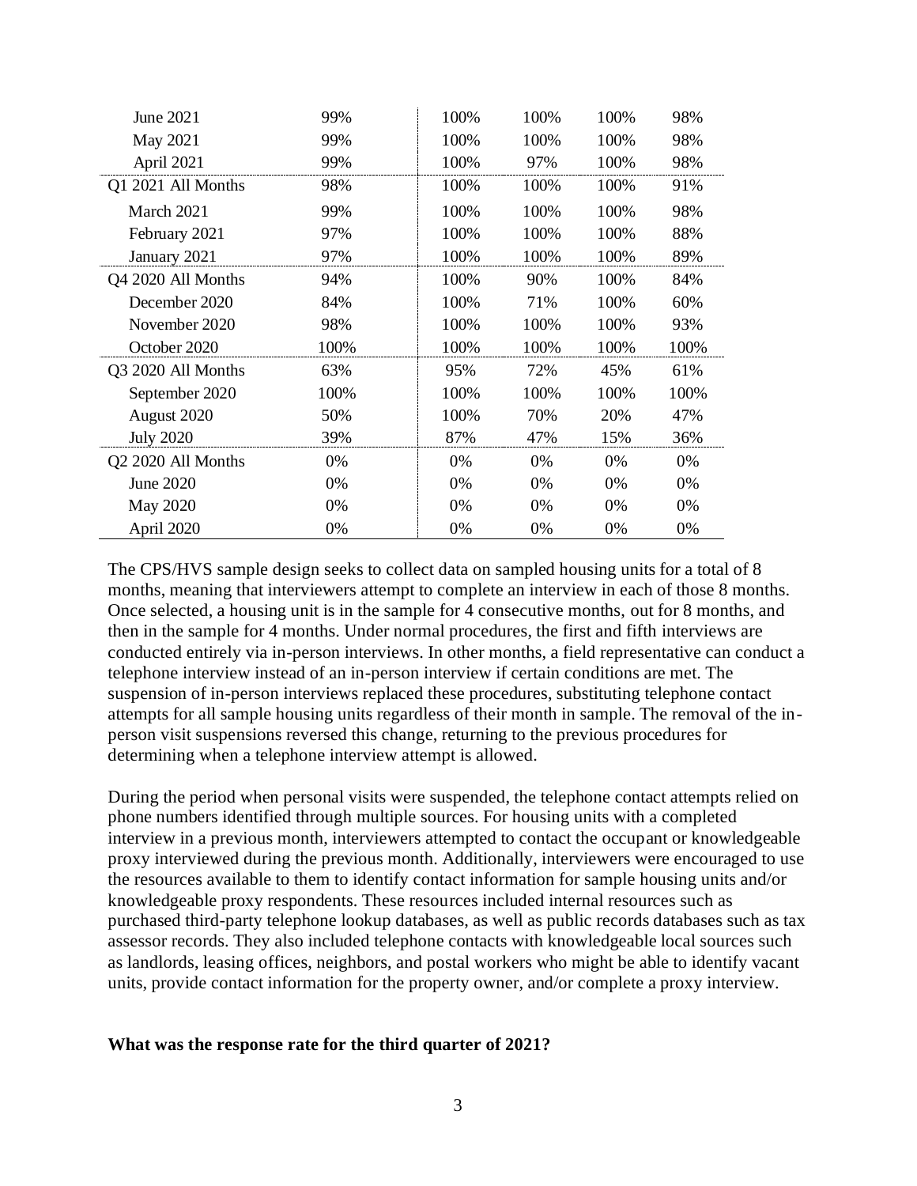| | | | | | |
|---|---|---|---|---|---|
| June 2021 | 99% | 100% | 100% | 100% | 98% |
| May 2021 | 99% | 100% | 100% | 100% | 98% |
| April 2021 | 99% | 100% | 97% | 100% | 98% |
| Q1 2021 All Months | 98% | 100% | 100% | 100% | 91% |
| March 2021 | 99% | 100% | 100% | 100% | 98% |
| February 2021 | 97% | 100% | 100% | 100% | 88% |
| January 2021 | 97% | 100% | 100% | 100% | 89% |
| Q4 2020 All Months | 94% | 100% | 90% | 100% | 84% |
| December 2020 | 84% | 100% | 71% | 100% | 60% |
| November 2020 | 98% | 100% | 100% | 100% | 93% |
| October 2020 | 100% | 100% | 100% | 100% | 100% |
| Q3 2020 All Months | 63% | 95% | 72% | 45% | 61% |
| September 2020 | 100% | 100% | 100% | 100% | 100% |
| August 2020 | 50% | 100% | 70% | 20% | 47% |
| July 2020 | 39% | 87% | 47% | 15% | 36% |
| Q2 2020 All Months | 0% | 0% | 0% | 0% | 0% |
| June 2020 | 0% | 0% | 0% | 0% | 0% |
| May 2020 | 0% | 0% | 0% | 0% | 0% |
| April 2020 | 0% | 0% | 0% | 0% | 0% |

The CPS/HVS sample design seeks to collect data on sampled housing units for a total of 8 months, meaning that interviewers attempt to complete an interview in each of those 8 months. Once selected, a housing unit is in the sample for 4 consecutive months, out for 8 months, and then in the sample for 4 months. Under normal procedures, the first and fifth interviews are conducted entirely via in-person interviews. In other months, a field representative can conduct a telephone interview instead of an in-person interview if certain conditions are met. The suspension of in-person interviews replaced these procedures, substituting telephone contact attempts for all sample housing units regardless of their month in sample. The removal of the in-person visit suspensions reversed this change, returning to the previous procedures for determining when a telephone interview attempt is allowed.

During the period when personal visits were suspended, the telephone contact attempts relied on phone numbers identified through multiple sources. For housing units with a completed interview in a previous month, interviewers attempted to contact the occupant or knowledgeable proxy interviewed during the previous month. Additionally, interviewers were encouraged to use the resources available to them to identify contact information for sample housing units and/or knowledgeable proxy respondents. These resources included internal resources such as purchased third-party telephone lookup databases, as well as public records databases such as tax assessor records. They also included telephone contacts with knowledgeable local sources such as landlords, leasing offices, neighbors, and postal workers who might be able to identify vacant units, provide contact information for the property owner, and/or complete a proxy interview.

**What was the response rate for the third quarter of 2021?**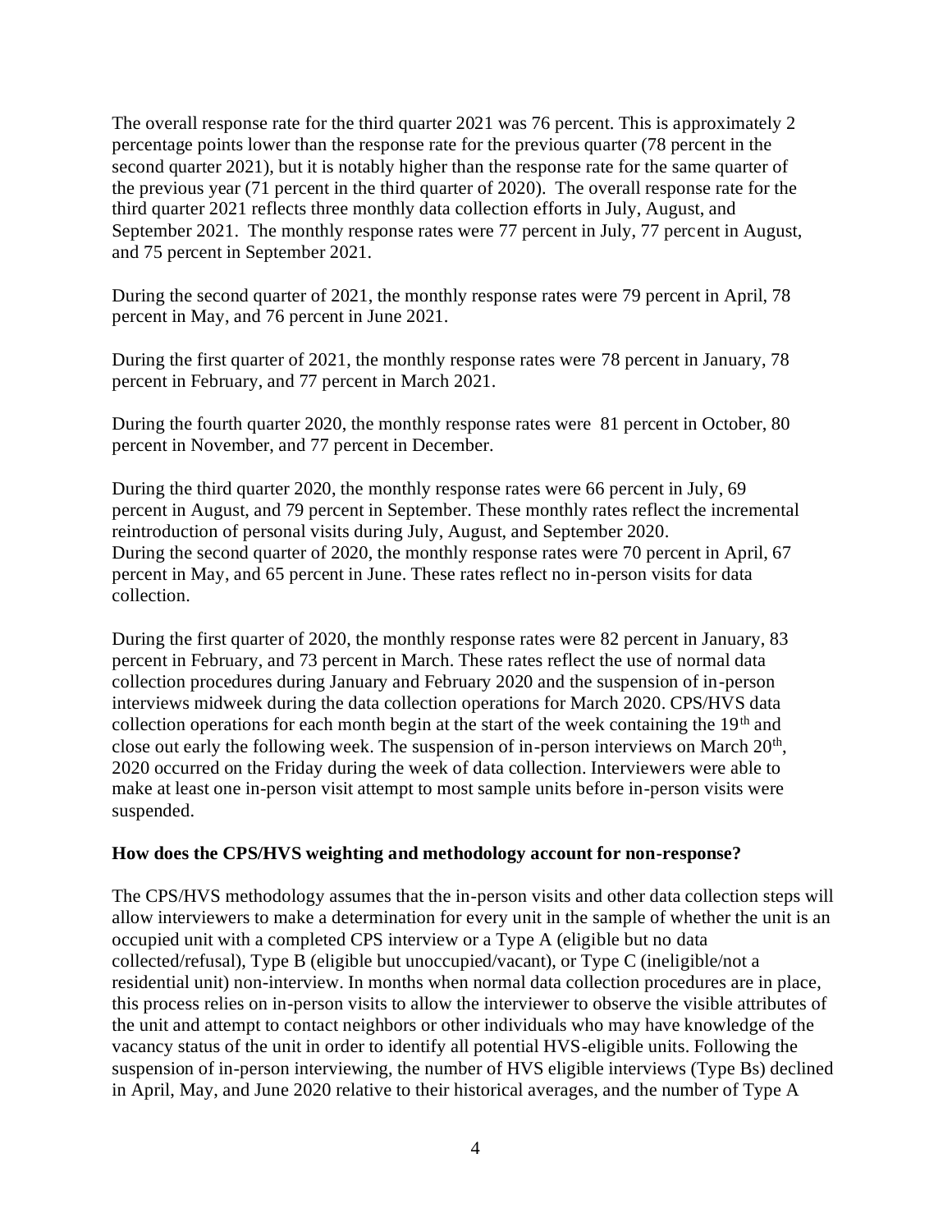The overall response rate for the third quarter 2021 was 76 percent. This is approximately 2 percentage points lower than the response rate for the previous quarter (78 percent in the second quarter 2021), but it is notably higher than the response rate for the same quarter of the previous year (71 percent in the third quarter of 2020). The overall response rate for the third quarter 2021 reflects three monthly data collection efforts in July, August, and September 2021. The monthly response rates were 77 percent in July, 77 percent in August, and 75 percent in September 2021.

During the second quarter of 2021, the monthly response rates were 79 percent in April, 78 percent in May, and 76 percent in June 2021.

During the first quarter of 2021, the monthly response rates were 78 percent in January, 78 percent in February, and 77 percent in March 2021.

During the fourth quarter 2020, the monthly response rates were 81 percent in October, 80 percent in November, and 77 percent in December.

During the third quarter 2020, the monthly response rates were 66 percent in July, 69 percent in August, and 79 percent in September. These monthly rates reflect the incremental reintroduction of personal visits during July, August, and September 2020. During the second quarter of 2020, the monthly response rates were 70 percent in April, 67 percent in May, and 65 percent in June. These rates reflect no in-person visits for data collection.

During the first quarter of 2020, the monthly response rates were 82 percent in January, 83 percent in February, and 73 percent in March. These rates reflect the use of normal data collection procedures during January and February 2020 and the suspension of in-person interviews midweek during the data collection operations for March 2020. CPS/HVS data collection operations for each month begin at the start of the week containing the 19th and close out early the following week. The suspension of in-person interviews on March 20th, 2020 occurred on the Friday during the week of data collection. Interviewers were able to make at least one in-person visit attempt to most sample units before in-person visits were suspended.

**How does the CPS/HVS weighting and methodology account for non-response?**

The CPS/HVS methodology assumes that the in-person visits and other data collection steps will allow interviewers to make a determination for every unit in the sample of whether the unit is an occupied unit with a completed CPS interview or a Type A (eligible but no data collected/refusal), Type B (eligible but unoccupied/vacant), or Type C (ineligible/not a residential unit) non-interview. In months when normal data collection procedures are in place, this process relies on in-person visits to allow the interviewer to observe the visible attributes of the unit and attempt to contact neighbors or other individuals who may have knowledge of the vacancy status of the unit in order to identify all potential HVS-eligible units. Following the suspension of in-person interviewing, the number of HVS eligible interviews (Type Bs) declined in April, May, and June 2020 relative to their historical averages, and the number of Type A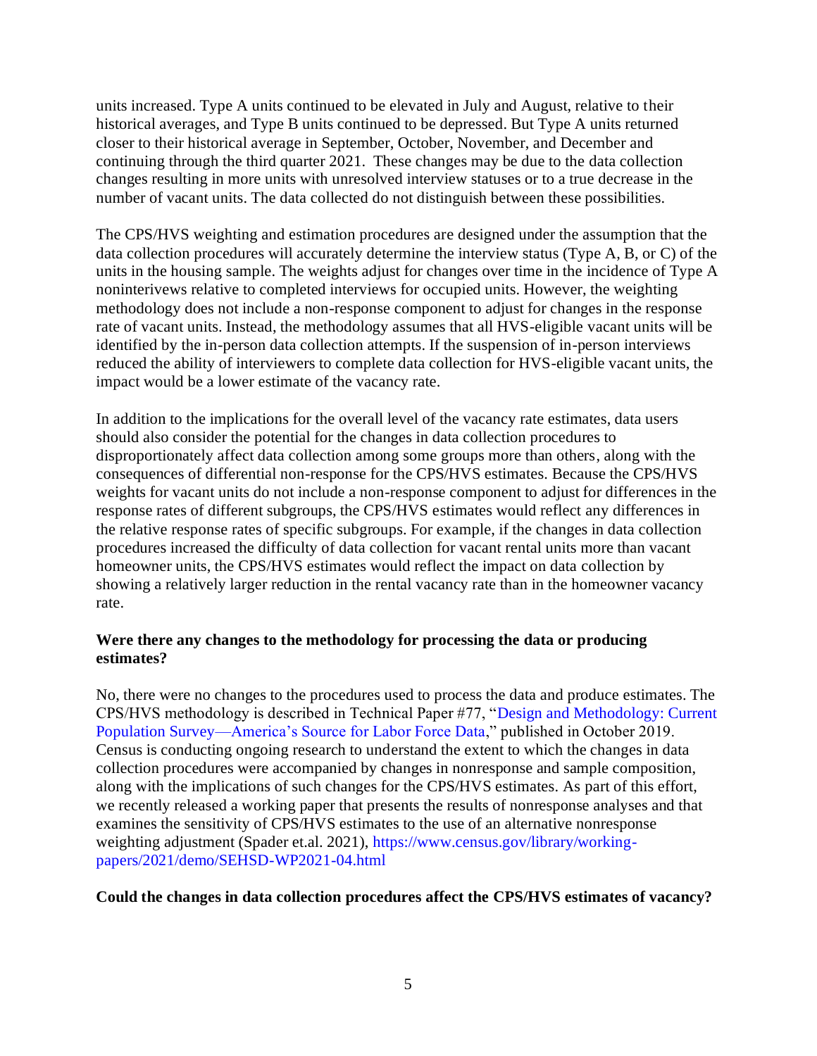units increased. Type A units continued to be elevated in July and August, relative to their historical averages, and Type B units continued to be depressed. But Type A units returned closer to their historical average in September, October, November, and December and continuing through the third quarter 2021. These changes may be due to the data collection changes resulting in more units with unresolved interview statuses or to a true decrease in the number of vacant units. The data collected do not distinguish between these possibilities.

The CPS/HVS weighting and estimation procedures are designed under the assumption that the data collection procedures will accurately determine the interview status (Type A, B, or C) of the units in the housing sample. The weights adjust for changes over time in the incidence of Type A noninterivews relative to completed interviews for occupied units. However, the weighting methodology does not include a non-response component to adjust for changes in the response rate of vacant units. Instead, the methodology assumes that all HVS-eligible vacant units will be identified by the in-person data collection attempts. If the suspension of in-person interviews reduced the ability of interviewers to complete data collection for HVS-eligible vacant units, the impact would be a lower estimate of the vacancy rate.

In addition to the implications for the overall level of the vacancy rate estimates, data users should also consider the potential for the changes in data collection procedures to disproportionately affect data collection among some groups more than others, along with the consequences of differential non-response for the CPS/HVS estimates. Because the CPS/HVS weights for vacant units do not include a non-response component to adjust for differences in the response rates of different subgroups, the CPS/HVS estimates would reflect any differences in the relative response rates of specific subgroups. For example, if the changes in data collection procedures increased the difficulty of data collection for vacant rental units more than vacant homeowner units, the CPS/HVS estimates would reflect the impact on data collection by showing a relatively larger reduction in the rental vacancy rate than in the homeowner vacancy rate.

**Were there any changes to the methodology for processing the data or producing estimates?**

No, there were no changes to the procedures used to process the data and produce estimates. The CPS/HVS methodology is described in Technical Paper #77, "Design and Methodology: Current Population Survey—America's Source for Labor Force Data," published in October 2019. Census is conducting ongoing research to understand the extent to which the changes in data collection procedures were accompanied by changes in nonresponse and sample composition, along with the implications of such changes for the CPS/HVS estimates. As part of this effort, we recently released a working paper that presents the results of nonresponse analyses and that examines the sensitivity of CPS/HVS estimates to the use of an alternative nonresponse weighting adjustment (Spader et.al. 2021), https://www.census.gov/library/working-papers/2021/demo/SEHSD-WP2021-04.html

**Could the changes in data collection procedures affect the CPS/HVS estimates of vacancy?**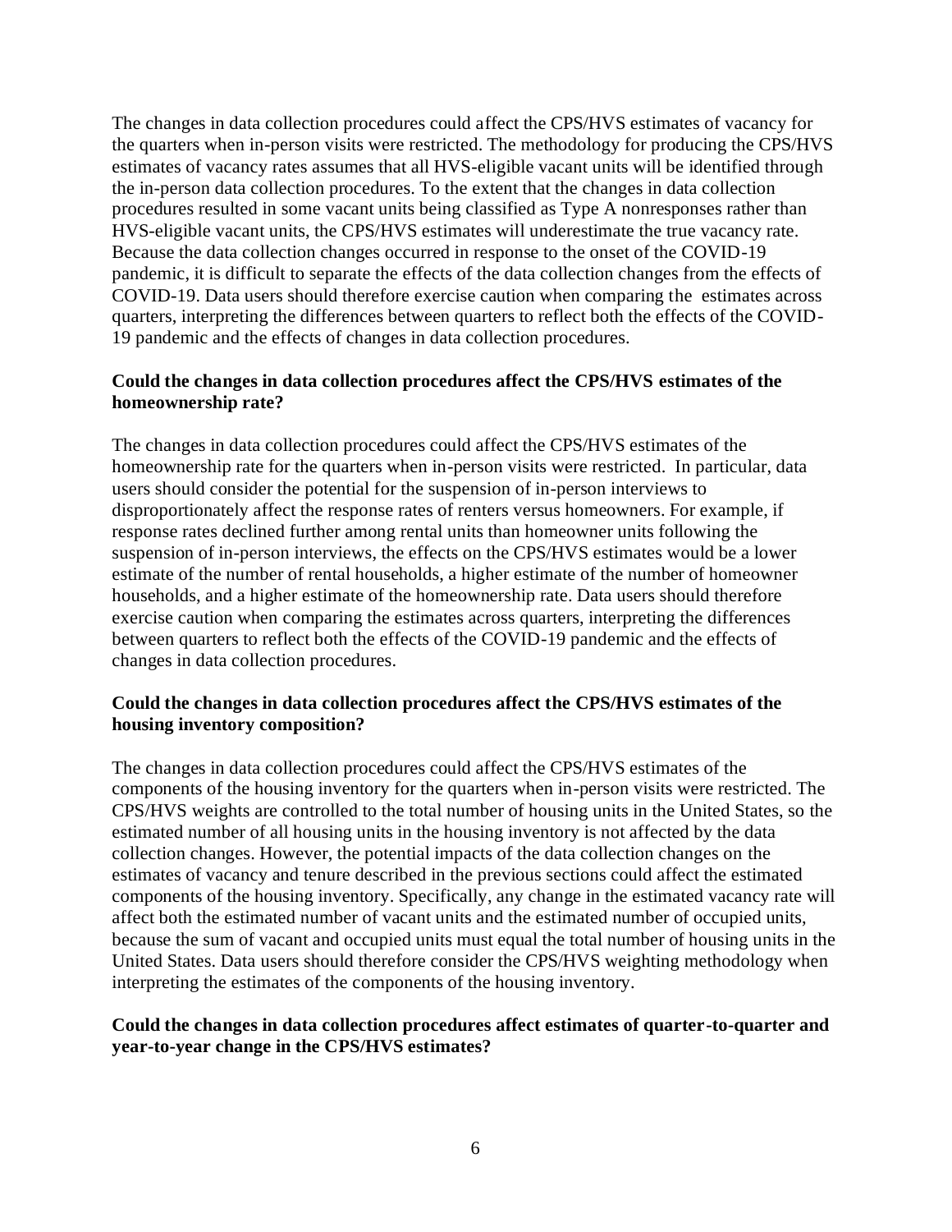The changes in data collection procedures could affect the CPS/HVS estimates of vacancy for the quarters when in-person visits were restricted. The methodology for producing the CPS/HVS estimates of vacancy rates assumes that all HVS-eligible vacant units will be identified through the in-person data collection procedures. To the extent that the changes in data collection procedures resulted in some vacant units being classified as Type A nonresponses rather than HVS-eligible vacant units, the CPS/HVS estimates will underestimate the true vacancy rate. Because the data collection changes occurred in response to the onset of the COVID-19 pandemic, it is difficult to separate the effects of the data collection changes from the effects of COVID-19. Data users should therefore exercise caution when comparing the estimates across quarters, interpreting the differences between quarters to reflect both the effects of the COVID-19 pandemic and the effects of changes in data collection procedures.

**Could the changes in data collection procedures affect the CPS/HVS estimates of the homeownership rate?**

The changes in data collection procedures could affect the CPS/HVS estimates of the homeownership rate for the quarters when in-person visits were restricted. In particular, data users should consider the potential for the suspension of in-person interviews to disproportionately affect the response rates of renters versus homeowners. For example, if response rates declined further among rental units than homeowner units following the suspension of in-person interviews, the effects on the CPS/HVS estimates would be a lower estimate of the number of rental households, a higher estimate of the number of homeowner households, and a higher estimate of the homeownership rate. Data users should therefore exercise caution when comparing the estimates across quarters, interpreting the differences between quarters to reflect both the effects of the COVID-19 pandemic and the effects of changes in data collection procedures.

**Could the changes in data collection procedures affect the CPS/HVS estimates of the housing inventory composition?**

The changes in data collection procedures could affect the CPS/HVS estimates of the components of the housing inventory for the quarters when in-person visits were restricted. The CPS/HVS weights are controlled to the total number of housing units in the United States, so the estimated number of all housing units in the housing inventory is not affected by the data collection changes. However, the potential impacts of the data collection changes on the estimates of vacancy and tenure described in the previous sections could affect the estimated components of the housing inventory. Specifically, any change in the estimated vacancy rate will affect both the estimated number of vacant units and the estimated number of occupied units, because the sum of vacant and occupied units must equal the total number of housing units in the United States. Data users should therefore consider the CPS/HVS weighting methodology when interpreting the estimates of the components of the housing inventory.

**Could the changes in data collection procedures affect estimates of quarter-to-quarter and year-to-year change in the CPS/HVS estimates?**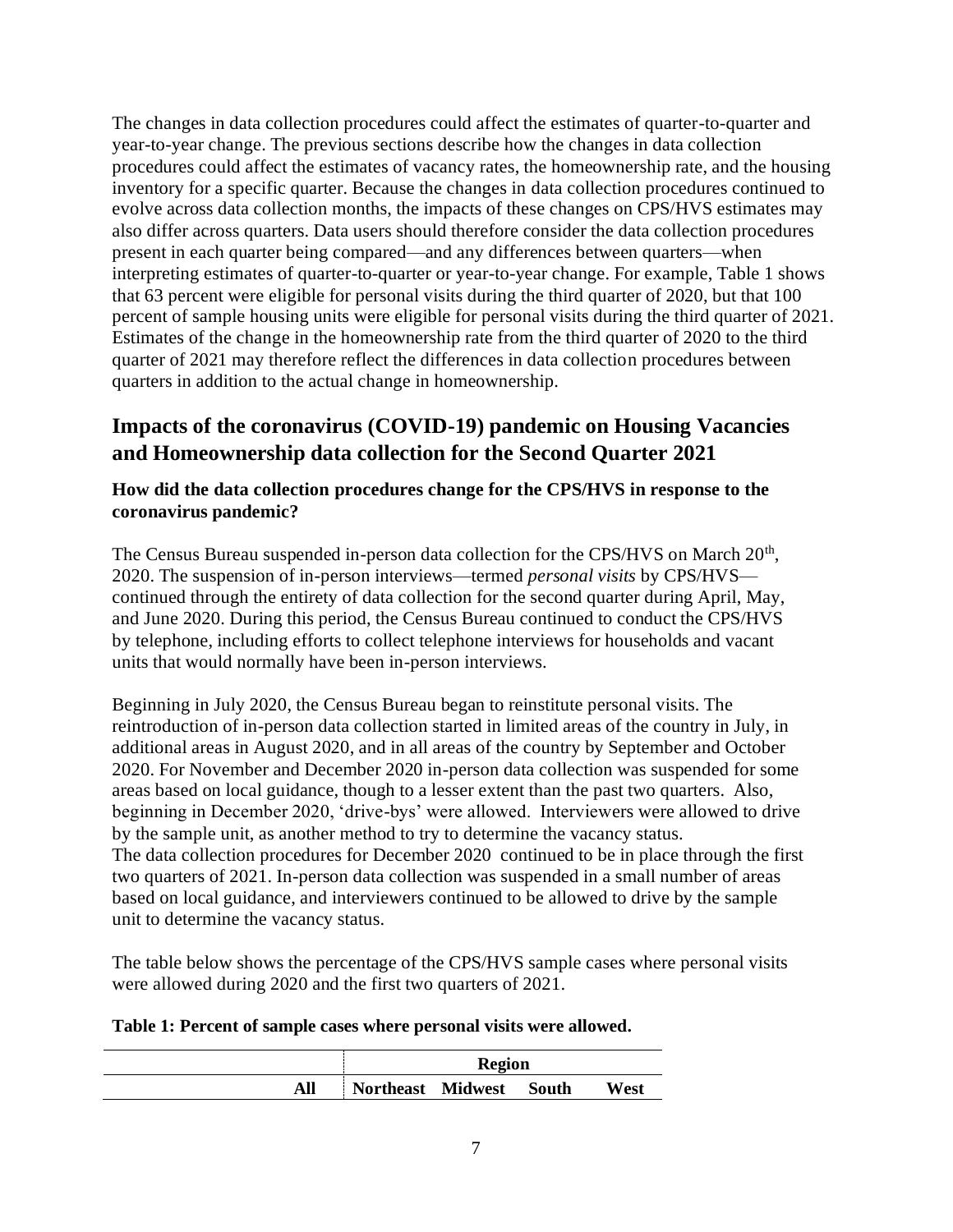The changes in data collection procedures could affect the estimates of quarter-to-quarter and year-to-year change. The previous sections describe how the changes in data collection procedures could affect the estimates of vacancy rates, the homeownership rate, and the housing inventory for a specific quarter. Because the changes in data collection procedures continued to evolve across data collection months, the impacts of these changes on CPS/HVS estimates may also differ across quarters. Data users should therefore consider the data collection procedures present in each quarter being compared—and any differences between quarters—when interpreting estimates of quarter-to-quarter or year-to-year change. For example, Table 1 shows that 63 percent were eligible for personal visits during the third quarter of 2020, but that 100 percent of sample housing units were eligible for personal visits during the third quarter of 2021. Estimates of the change in the homeownership rate from the third quarter of 2020 to the third quarter of 2021 may therefore reflect the differences in data collection procedures between quarters in addition to the actual change in homeownership.

## Impacts of the coronavirus (COVID-19) pandemic on Housing Vacancies and Homeownership data collection for the Second Quarter 2021

### How did the data collection procedures change for the CPS/HVS in response to the coronavirus pandemic?

The Census Bureau suspended in-person data collection for the CPS/HVS on March 20th, 2020. The suspension of in-person interviews—termed *personal visits* by CPS/HVS—continued through the entirety of data collection for the second quarter during April, May, and June 2020. During this period, the Census Bureau continued to conduct the CPS/HVS by telephone, including efforts to collect telephone interviews for households and vacant units that would normally have been in-person interviews.

Beginning in July 2020, the Census Bureau began to reinstitute personal visits. The reintroduction of in-person data collection started in limited areas of the country in July, in additional areas in August 2020, and in all areas of the country by September and October 2020. For November and December 2020 in-person data collection was suspended for some areas based on local guidance, though to a lesser extent than the past two quarters. Also, beginning in December 2020, 'drive-bys' were allowed. Interviewers were allowed to drive by the sample unit, as another method to try to determine the vacancy status. The data collection procedures for December 2020 continued to be in place through the first two quarters of 2021. In-person data collection was suspended in a small number of areas based on local guidance, and interviewers continued to be allowed to drive by the sample unit to determine the vacancy status.

The table below shows the percentage of the CPS/HVS sample cases where personal visits were allowed during 2020 and the first two quarters of 2021.

**Table 1: Percent of sample cases where personal visits were allowed.**

| | | Region | | | |
|---|---|---|---|---|---|
| | All | Northeast | Midwest | South | West |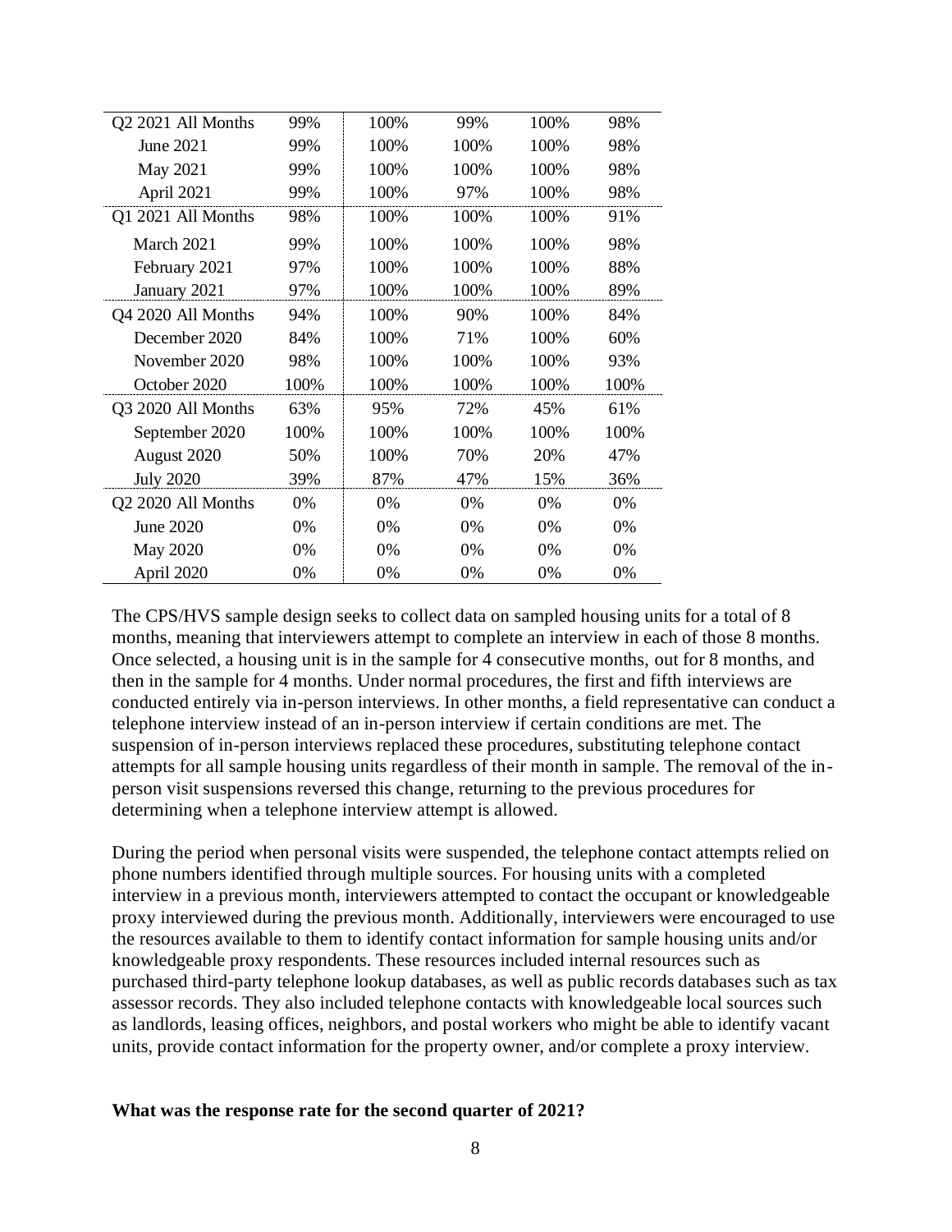| | | | | | |
|---|---|---|---|---|---|
| Q2 2021 All Months | 99% | 100% | 99% | 100% | 98% |
| June 2021 | 99% | 100% | 100% | 100% | 98% |
| May 2021 | 99% | 100% | 100% | 100% | 98% |
| April 2021 | 99% | 100% | 97% | 100% | 98% |
| Q1 2021 All Months | 98% | 100% | 100% | 100% | 91% |
| March 2021 | 99% | 100% | 100% | 100% | 98% |
| February 2021 | 97% | 100% | 100% | 100% | 88% |
| January 2021 | 97% | 100% | 100% | 100% | 89% |
| Q4 2020 All Months | 94% | 100% | 90% | 100% | 84% |
| December 2020 | 84% | 100% | 71% | 100% | 60% |
| November 2020 | 98% | 100% | 100% | 100% | 93% |
| October 2020 | 100% | 100% | 100% | 100% | 100% |
| Q3 2020 All Months | 63% | 95% | 72% | 45% | 61% |
| September 2020 | 100% | 100% | 100% | 100% | 100% |
| August 2020 | 50% | 100% | 70% | 20% | 47% |
| July 2020 | 39% | 87% | 47% | 15% | 36% |
| Q2 2020 All Months | 0% | 0% | 0% | 0% | 0% |
| June 2020 | 0% | 0% | 0% | 0% | 0% |
| May 2020 | 0% | 0% | 0% | 0% | 0% |
| April 2020 | 0% | 0% | 0% | 0% | 0% |

The CPS/HVS sample design seeks to collect data on sampled housing units for a total of 8 months, meaning that interviewers attempt to complete an interview in each of those 8 months. Once selected, a housing unit is in the sample for 4 consecutive months, out for 8 months, and then in the sample for 4 months. Under normal procedures, the first and fifth interviews are conducted entirely via in-person interviews. In other months, a field representative can conduct a telephone interview instead of an in-person interview if certain conditions are met. The suspension of in-person interviews replaced these procedures, substituting telephone contact attempts for all sample housing units regardless of their month in sample. The removal of the in-person visit suspensions reversed this change, returning to the previous procedures for determining when a telephone interview attempt is allowed.

During the period when personal visits were suspended, the telephone contact attempts relied on phone numbers identified through multiple sources. For housing units with a completed interview in a previous month, interviewers attempted to contact the occupant or knowledgeable proxy interviewed during the previous month. Additionally, interviewers were encouraged to use the resources available to them to identify contact information for sample housing units and/or knowledgeable proxy respondents. These resources included internal resources such as purchased third-party telephone lookup databases, as well as public records databases such as tax assessor records. They also included telephone contacts with knowledgeable local sources such as landlords, leasing offices, neighbors, and postal workers who might be able to identify vacant units, provide contact information for the property owner, and/or complete a proxy interview.

**What was the response rate for the second quarter of 2021?**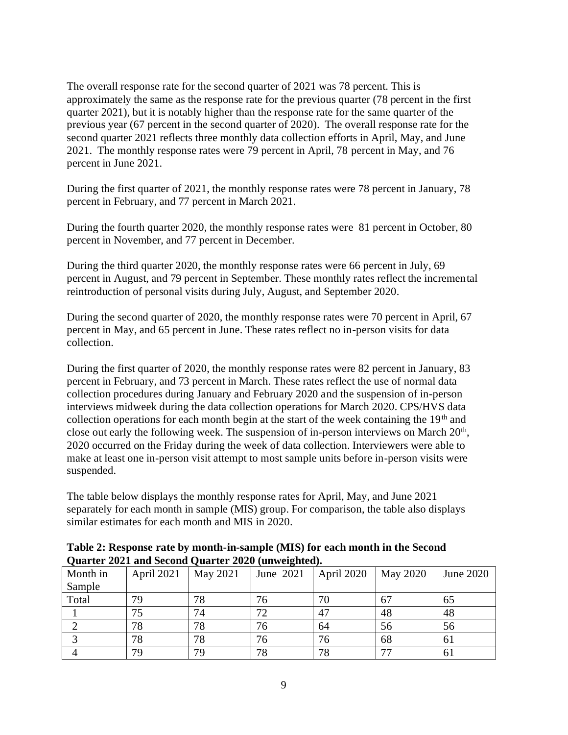The overall response rate for the second quarter of 2021 was 78 percent. This is approximately the same as the response rate for the previous quarter (78 percent in the first quarter 2021), but it is notably higher than the response rate for the same quarter of the previous year (67 percent in the second quarter of 2020). The overall response rate for the second quarter 2021 reflects three monthly data collection efforts in April, May, and June 2021. The monthly response rates were 79 percent in April, 78 percent in May, and 76 percent in June 2021.

During the first quarter of 2021, the monthly response rates were 78 percent in January, 78 percent in February, and 77 percent in March 2021.

During the fourth quarter 2020, the monthly response rates were 81 percent in October, 80 percent in November, and 77 percent in December.

During the third quarter 2020, the monthly response rates were 66 percent in July, 69 percent in August, and 79 percent in September. These monthly rates reflect the incremental reintroduction of personal visits during July, August, and September 2020.

During the second quarter of 2020, the monthly response rates were 70 percent in April, 67 percent in May, and 65 percent in June. These rates reflect no in-person visits for data collection.

During the first quarter of 2020, the monthly response rates were 82 percent in January, 83 percent in February, and 73 percent in March. These rates reflect the use of normal data collection procedures during January and February 2020 and the suspension of in-person interviews midweek during the data collection operations for March 2020. CPS/HVS data collection operations for each month begin at the start of the week containing the 19th and close out early the following week. The suspension of in-person interviews on March 20th, 2020 occurred on the Friday during the week of data collection. Interviewers were able to make at least one in-person visit attempt to most sample units before in-person visits were suspended.

The table below displays the monthly response rates for April, May, and June 2021 separately for each month in sample (MIS) group. For comparison, the table also displays similar estimates for each month and MIS in 2020.

**Table 2: Response rate by month-in-sample (MIS) for each month in the Second Quarter 2021 and Second Quarter 2020 (unweighted).**

| Month in Sample | April 2021 | May 2021 | June 2021 | April 2020 | May 2020 | June 2020 |
|---|---|---|---|---|---|---|
| Total | 79 | 78 | 76 | 70 | 67 | 65 |
| 1 | 75 | 74 | 72 | 47 | 48 | 48 |
| 2 | 78 | 78 | 76 | 64 | 56 | 56 |
| 3 | 78 | 78 | 76 | 76 | 68 | 61 |
| 4 | 79 | 79 | 78 | 78 | 77 | 61 |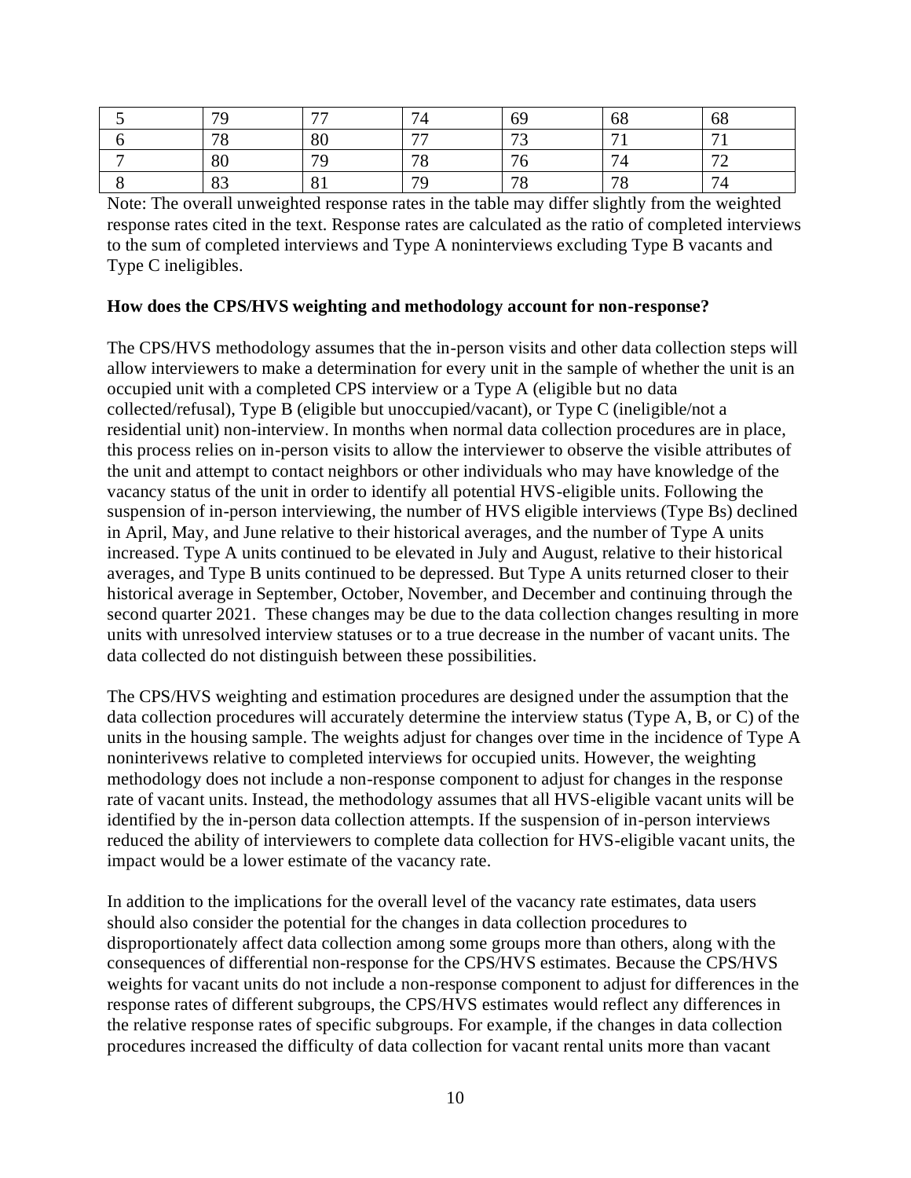| 5 | 79 | 77 | 74 | 69 | 68 | 68 |
|---|---|---|---|---|---|---|
| 6 | 78 | 80 | 77 | 73 | 71 | 71 |
| 7 | 80 | 79 | 78 | 76 | 74 | 72 |
| 8 | 83 | 81 | 79 | 78 | 78 | 74 |

Note: The overall unweighted response rates in the table may differ slightly from the weighted response rates cited in the text. Response rates are calculated as the ratio of completed interviews to the sum of completed interviews and Type A noninterviews excluding Type B vacants and Type C ineligibles.

**How does the CPS/HVS weighting and methodology account for non-response?**

The CPS/HVS methodology assumes that the in-person visits and other data collection steps will allow interviewers to make a determination for every unit in the sample of whether the unit is an occupied unit with a completed CPS interview or a Type A (eligible but no data collected/refusal), Type B (eligible but unoccupied/vacant), or Type C (ineligible/not a residential unit) non-interview. In months when normal data collection procedures are in place, this process relies on in-person visits to allow the interviewer to observe the visible attributes of the unit and attempt to contact neighbors or other individuals who may have knowledge of the vacancy status of the unit in order to identify all potential HVS-eligible units. Following the suspension of in-person interviewing, the number of HVS eligible interviews (Type Bs) declined in April, May, and June relative to their historical averages, and the number of Type A units increased. Type A units continued to be elevated in July and August, relative to their historical averages, and Type B units continued to be depressed. But Type A units returned closer to their historical average in September, October, November, and December and continuing through the second quarter 2021. These changes may be due to the data collection changes resulting in more units with unresolved interview statuses or to a true decrease in the number of vacant units. The data collected do not distinguish between these possibilities.

The CPS/HVS weighting and estimation procedures are designed under the assumption that the data collection procedures will accurately determine the interview status (Type A, B, or C) of the units in the housing sample. The weights adjust for changes over time in the incidence of Type A noninterivews relative to completed interviews for occupied units. However, the weighting methodology does not include a non-response component to adjust for changes in the response rate of vacant units. Instead, the methodology assumes that all HVS-eligible vacant units will be identified by the in-person data collection attempts. If the suspension of in-person interviews reduced the ability of interviewers to complete data collection for HVS-eligible vacant units, the impact would be a lower estimate of the vacancy rate.

In addition to the implications for the overall level of the vacancy rate estimates, data users should also consider the potential for the changes in data collection procedures to disproportionately affect data collection among some groups more than others, along with the consequences of differential non-response for the CPS/HVS estimates. Because the CPS/HVS weights for vacant units do not include a non-response component to adjust for differences in the response rates of different subgroups, the CPS/HVS estimates would reflect any differences in the relative response rates of specific subgroups. For example, if the changes in data collection procedures increased the difficulty of data collection for vacant rental units more than vacant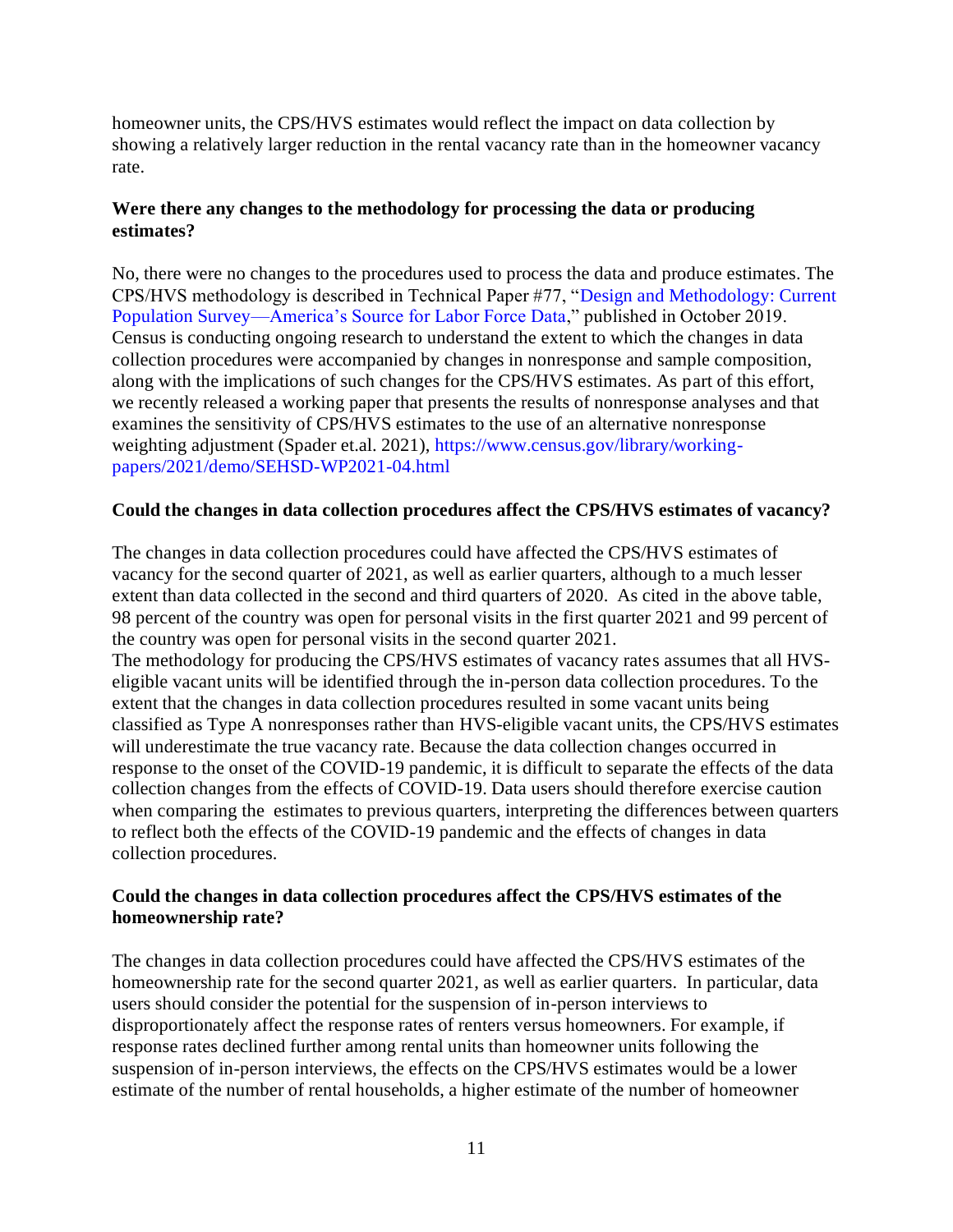homeowner units, the CPS/HVS estimates would reflect the impact on data collection by showing a relatively larger reduction in the rental vacancy rate than in the homeowner vacancy rate.

**Were there any changes to the methodology for processing the data or producing estimates?**

No, there were no changes to the procedures used to process the data and produce estimates. The CPS/HVS methodology is described in Technical Paper #77, "Design and Methodology: Current Population Survey—America's Source for Labor Force Data," published in October 2019. Census is conducting ongoing research to understand the extent to which the changes in data collection procedures were accompanied by changes in nonresponse and sample composition, along with the implications of such changes for the CPS/HVS estimates. As part of this effort, we recently released a working paper that presents the results of nonresponse analyses and that examines the sensitivity of CPS/HVS estimates to the use of an alternative nonresponse weighting adjustment (Spader et.al. 2021), https://www.census.gov/library/working-papers/2021/demo/SEHSD-WP2021-04.html

**Could the changes in data collection procedures affect the CPS/HVS estimates of vacancy?**

The changes in data collection procedures could have affected the CPS/HVS estimates of vacancy for the second quarter of 2021, as well as earlier quarters, although to a much lesser extent than data collected in the second and third quarters of 2020. As cited in the above table, 98 percent of the country was open for personal visits in the first quarter 2021 and 99 percent of the country was open for personal visits in the second quarter 2021.

The methodology for producing the CPS/HVS estimates of vacancy rates assumes that all HVS-eligible vacant units will be identified through the in-person data collection procedures. To the extent that the changes in data collection procedures resulted in some vacant units being classified as Type A nonresponses rather than HVS-eligible vacant units, the CPS/HVS estimates will underestimate the true vacancy rate. Because the data collection changes occurred in response to the onset of the COVID-19 pandemic, it is difficult to separate the effects of the data collection changes from the effects of COVID-19. Data users should therefore exercise caution when comparing the estimates to previous quarters, interpreting the differences between quarters to reflect both the effects of the COVID-19 pandemic and the effects of changes in data collection procedures.

**Could the changes in data collection procedures affect the CPS/HVS estimates of the homeownership rate?**

The changes in data collection procedures could have affected the CPS/HVS estimates of the homeownership rate for the second quarter 2021, as well as earlier quarters. In particular, data users should consider the potential for the suspension of in-person interviews to disproportionately affect the response rates of renters versus homeowners. For example, if response rates declined further among rental units than homeowner units following the suspension of in-person interviews, the effects on the CPS/HVS estimates would be a lower estimate of the number of rental households, a higher estimate of the number of homeowner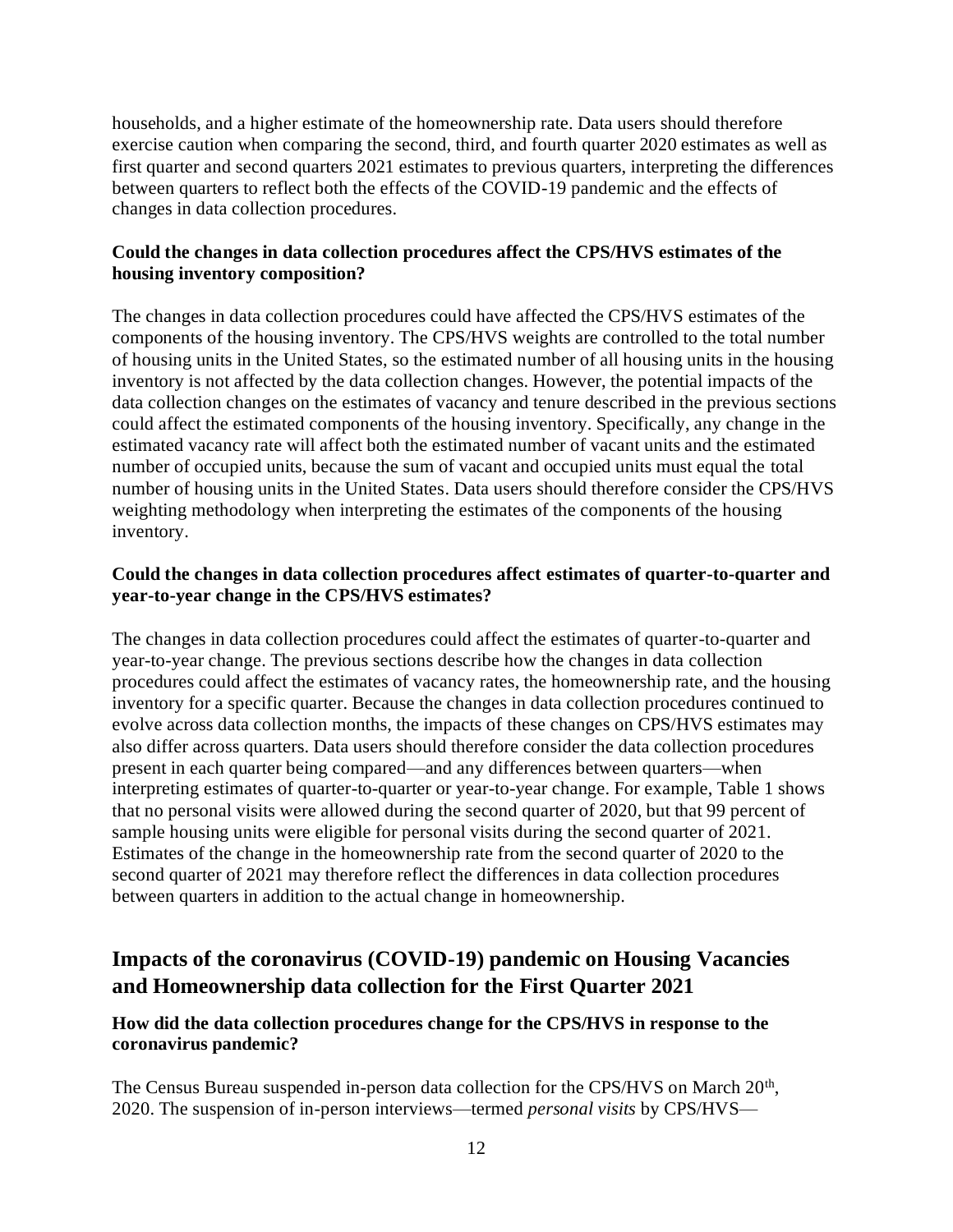households, and a higher estimate of the homeownership rate. Data users should therefore exercise caution when comparing the second, third, and fourth quarter 2020 estimates as well as first quarter and second quarters 2021 estimates to previous quarters, interpreting the differences between quarters to reflect both the effects of the COVID-19 pandemic and the effects of changes in data collection procedures.

**Could the changes in data collection procedures affect the CPS/HVS estimates of the housing inventory composition?**

The changes in data collection procedures could have affected the CPS/HVS estimates of the components of the housing inventory. The CPS/HVS weights are controlled to the total number of housing units in the United States, so the estimated number of all housing units in the housing inventory is not affected by the data collection changes. However, the potential impacts of the data collection changes on the estimates of vacancy and tenure described in the previous sections could affect the estimated components of the housing inventory. Specifically, any change in the estimated vacancy rate will affect both the estimated number of vacant units and the estimated number of occupied units, because the sum of vacant and occupied units must equal the total number of housing units in the United States. Data users should therefore consider the CPS/HVS weighting methodology when interpreting the estimates of the components of the housing inventory.

**Could the changes in data collection procedures affect estimates of quarter-to-quarter and year-to-year change in the CPS/HVS estimates?**

The changes in data collection procedures could affect the estimates of quarter-to-quarter and year-to-year change. The previous sections describe how the changes in data collection procedures could affect the estimates of vacancy rates, the homeownership rate, and the housing inventory for a specific quarter. Because the changes in data collection procedures continued to evolve across data collection months, the impacts of these changes on CPS/HVS estimates may also differ across quarters. Data users should therefore consider the data collection procedures present in each quarter being compared—and any differences between quarters—when interpreting estimates of quarter-to-quarter or year-to-year change. For example, Table 1 shows that no personal visits were allowed during the second quarter of 2020, but that 99 percent of sample housing units were eligible for personal visits during the second quarter of 2021. Estimates of the change in the homeownership rate from the second quarter of 2020 to the second quarter of 2021 may therefore reflect the differences in data collection procedures between quarters in addition to the actual change in homeownership.

## Impacts of the coronavirus (COVID-19) pandemic on Housing Vacancies and Homeownership data collection for the First Quarter 2021

**How did the data collection procedures change for the CPS/HVS in response to the coronavirus pandemic?**

The Census Bureau suspended in-person data collection for the CPS/HVS on March 20th, 2020. The suspension of in-person interviews—termed *personal visits* by CPS/HVS—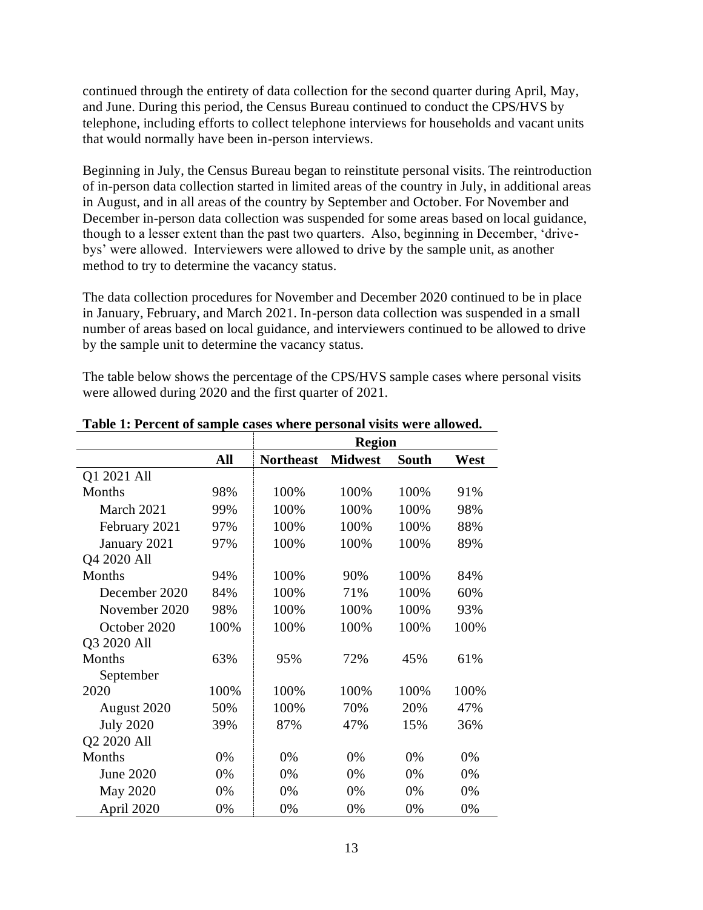continued through the entirety of data collection for the second quarter during April, May, and June. During this period, the Census Bureau continued to conduct the CPS/HVS by telephone, including efforts to collect telephone interviews for households and vacant units that would normally have been in-person interviews.

Beginning in July, the Census Bureau began to reinstitute personal visits. The reintroduction of in-person data collection started in limited areas of the country in July, in additional areas in August, and in all areas of the country by September and October. For November and December in-person data collection was suspended for some areas based on local guidance, though to a lesser extent than the past two quarters. Also, beginning in December, 'drive-bys' were allowed. Interviewers were allowed to drive by the sample unit, as another method to try to determine the vacancy status.

The data collection procedures for November and December 2020 continued to be in place in January, February, and March 2021. In-person data collection was suspended in a small number of areas based on local guidance, and interviewers continued to be allowed to drive by the sample unit to determine the vacancy status.

The table below shows the percentage of the CPS/HVS sample cases where personal visits were allowed during 2020 and the first quarter of 2021.

**Table 1: Percent of sample cases where personal visits were allowed.**

| | | Region | | | |
|---|---|---|---|---|---|
| | **All** | **Northeast** | **Midwest** | **South** | **West** |
| Q1 2021 All Months | 98% | 100% | 100% | 100% | 91% |
| March 2021 | 99% | 100% | 100% | 100% | 98% |
| February 2021 | 97% | 100% | 100% | 100% | 88% |
| January 2021 | 97% | 100% | 100% | 100% | 89% |
| Q4 2020 All Months | 94% | 100% | 90% | 100% | 84% |
| December 2020 | 84% | 100% | 71% | 100% | 60% |
| November 2020 | 98% | 100% | 100% | 100% | 93% |
| October 2020 | 100% | 100% | 100% | 100% | 100% |
| Q3 2020 All Months | 63% | 95% | 72% | 45% | 61% |
| September 2020 | 100% | 100% | 100% | 100% | 100% |
| August 2020 | 50% | 100% | 70% | 20% | 47% |
| July 2020 | 39% | 87% | 47% | 15% | 36% |
| Q2 2020 All Months | 0% | 0% | 0% | 0% | 0% |
| June 2020 | 0% | 0% | 0% | 0% | 0% |
| May 2020 | 0% | 0% | 0% | 0% | 0% |
| April 2020 | 0% | 0% | 0% | 0% | 0% |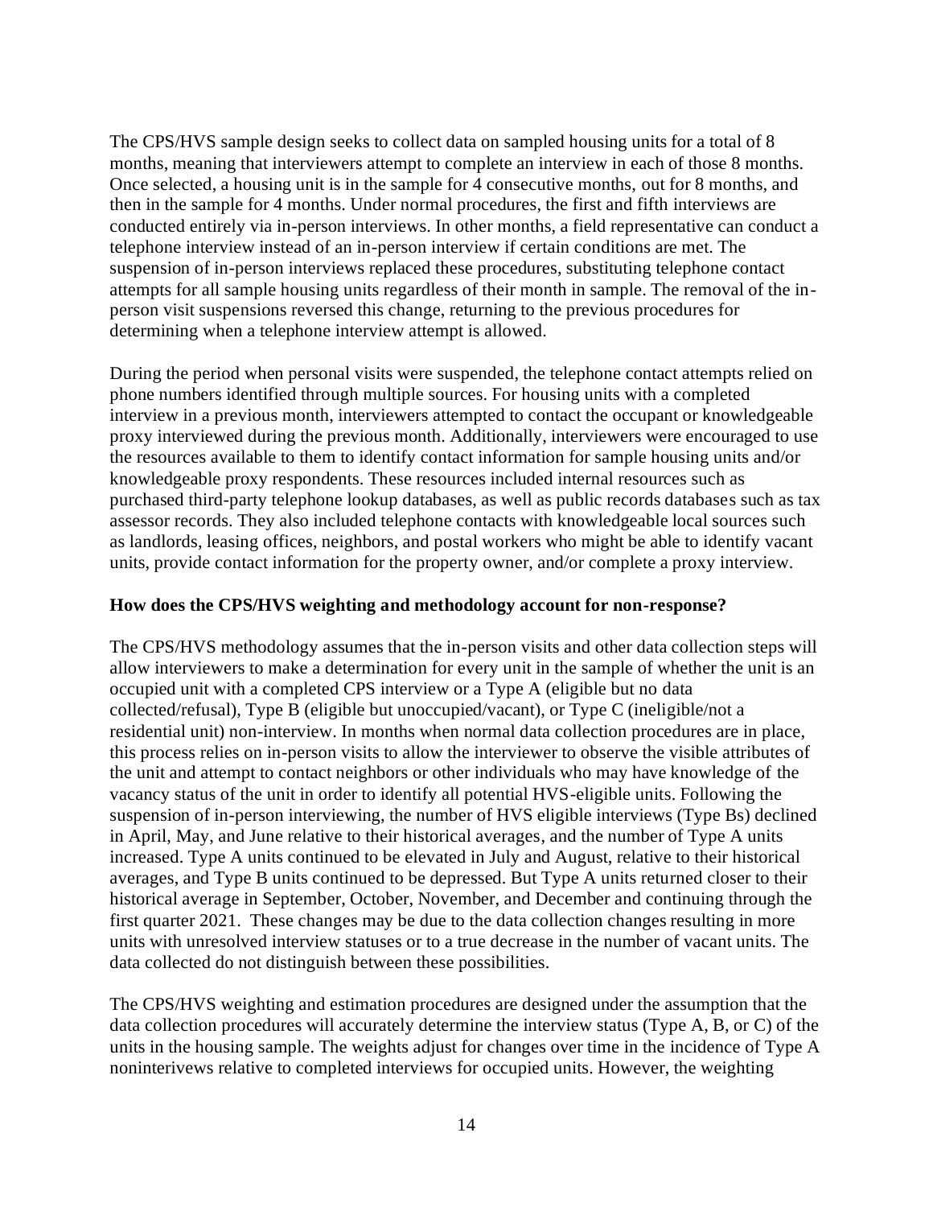The CPS/HVS sample design seeks to collect data on sampled housing units for a total of 8 months, meaning that interviewers attempt to complete an interview in each of those 8 months. Once selected, a housing unit is in the sample for 4 consecutive months, out for 8 months, and then in the sample for 4 months. Under normal procedures, the first and fifth interviews are conducted entirely via in-person interviews. In other months, a field representative can conduct a telephone interview instead of an in-person interview if certain conditions are met. The suspension of in-person interviews replaced these procedures, substituting telephone contact attempts for all sample housing units regardless of their month in sample. The removal of the in-person visit suspensions reversed this change, returning to the previous procedures for determining when a telephone interview attempt is allowed.

During the period when personal visits were suspended, the telephone contact attempts relied on phone numbers identified through multiple sources. For housing units with a completed interview in a previous month, interviewers attempted to contact the occupant or knowledgeable proxy interviewed during the previous month. Additionally, interviewers were encouraged to use the resources available to them to identify contact information for sample housing units and/or knowledgeable proxy respondents. These resources included internal resources such as purchased third-party telephone lookup databases, as well as public records databases such as tax assessor records. They also included telephone contacts with knowledgeable local sources such as landlords, leasing offices, neighbors, and postal workers who might be able to identify vacant units, provide contact information for the property owner, and/or complete a proxy interview.

**How does the CPS/HVS weighting and methodology account for non-response?**

The CPS/HVS methodology assumes that the in-person visits and other data collection steps will allow interviewers to make a determination for every unit in the sample of whether the unit is an occupied unit with a completed CPS interview or a Type A (eligible but no data collected/refusal), Type B (eligible but unoccupied/vacant), or Type C (ineligible/not a residential unit) non-interview. In months when normal data collection procedures are in place, this process relies on in-person visits to allow the interviewer to observe the visible attributes of the unit and attempt to contact neighbors or other individuals who may have knowledge of the vacancy status of the unit in order to identify all potential HVS-eligible units. Following the suspension of in-person interviewing, the number of HVS eligible interviews (Type Bs) declined in April, May, and June relative to their historical averages, and the number of Type A units increased. Type A units continued to be elevated in July and August, relative to their historical averages, and Type B units continued to be depressed. But Type A units returned closer to their historical average in September, October, November, and December and continuing through the first quarter 2021. These changes may be due to the data collection changes resulting in more units with unresolved interview statuses or to a true decrease in the number of vacant units. The data collected do not distinguish between these possibilities.

The CPS/HVS weighting and estimation procedures are designed under the assumption that the data collection procedures will accurately determine the interview status (Type A, B, or C) of the units in the housing sample. The weights adjust for changes over time in the incidence of Type A noninterivews relative to completed interviews for occupied units. However, the weighting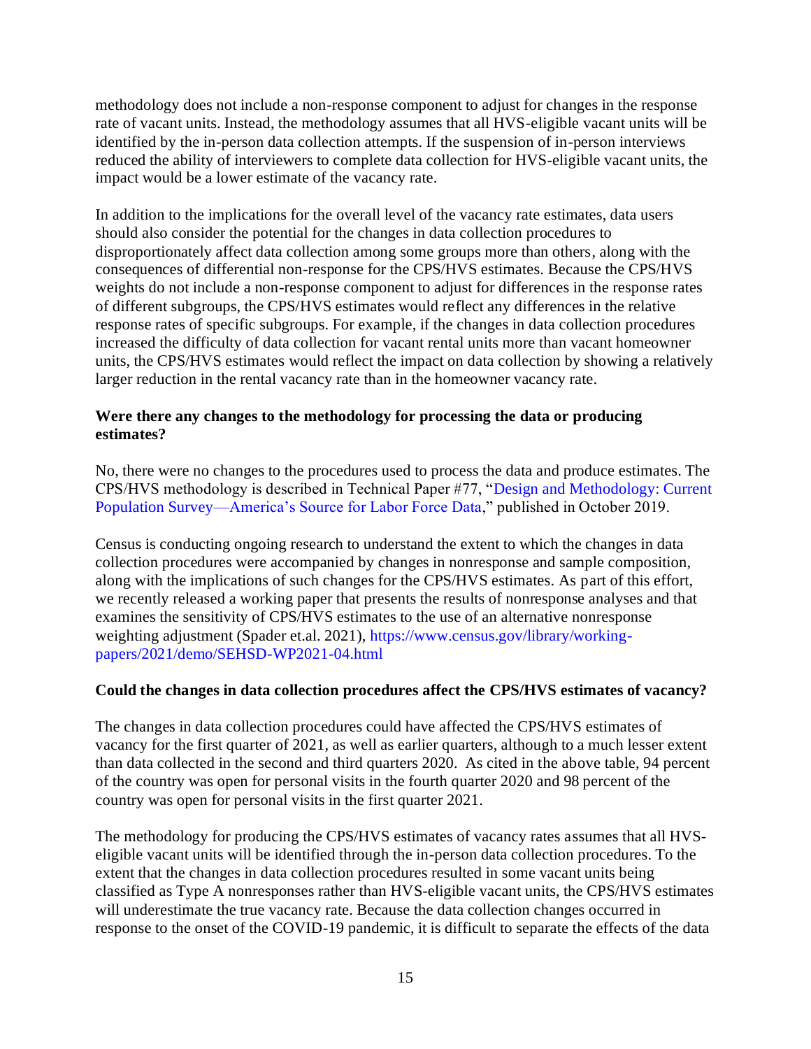methodology does not include a non-response component to adjust for changes in the response rate of vacant units. Instead, the methodology assumes that all HVS-eligible vacant units will be identified by the in-person data collection attempts. If the suspension of in-person interviews reduced the ability of interviewers to complete data collection for HVS-eligible vacant units, the impact would be a lower estimate of the vacancy rate.

In addition to the implications for the overall level of the vacancy rate estimates, data users should also consider the potential for the changes in data collection procedures to disproportionately affect data collection among some groups more than others, along with the consequences of differential non-response for the CPS/HVS estimates. Because the CPS/HVS weights do not include a non-response component to adjust for differences in the response rates of different subgroups, the CPS/HVS estimates would reflect any differences in the relative response rates of specific subgroups. For example, if the changes in data collection procedures increased the difficulty of data collection for vacant rental units more than vacant homeowner units, the CPS/HVS estimates would reflect the impact on data collection by showing a relatively larger reduction in the rental vacancy rate than in the homeowner vacancy rate.

**Were there any changes to the methodology for processing the data or producing estimates?**

No, there were no changes to the procedures used to process the data and produce estimates. The CPS/HVS methodology is described in Technical Paper #77, "Design and Methodology: Current Population Survey—America's Source for Labor Force Data," published in October 2019.

Census is conducting ongoing research to understand the extent to which the changes in data collection procedures were accompanied by changes in nonresponse and sample composition, along with the implications of such changes for the CPS/HVS estimates. As part of this effort, we recently released a working paper that presents the results of nonresponse analyses and that examines the sensitivity of CPS/HVS estimates to the use of an alternative nonresponse weighting adjustment (Spader et.al. 2021), https://www.census.gov/library/working-papers/2021/demo/SEHSD-WP2021-04.html

**Could the changes in data collection procedures affect the CPS/HVS estimates of vacancy?**

The changes in data collection procedures could have affected the CPS/HVS estimates of vacancy for the first quarter of 2021, as well as earlier quarters, although to a much lesser extent than data collected in the second and third quarters 2020. As cited in the above table, 94 percent of the country was open for personal visits in the fourth quarter 2020 and 98 percent of the country was open for personal visits in the first quarter 2021.

The methodology for producing the CPS/HVS estimates of vacancy rates assumes that all HVS-eligible vacant units will be identified through the in-person data collection procedures. To the extent that the changes in data collection procedures resulted in some vacant units being classified as Type A nonresponses rather than HVS-eligible vacant units, the CPS/HVS estimates will underestimate the true vacancy rate. Because the data collection changes occurred in response to the onset of the COVID-19 pandemic, it is difficult to separate the effects of the data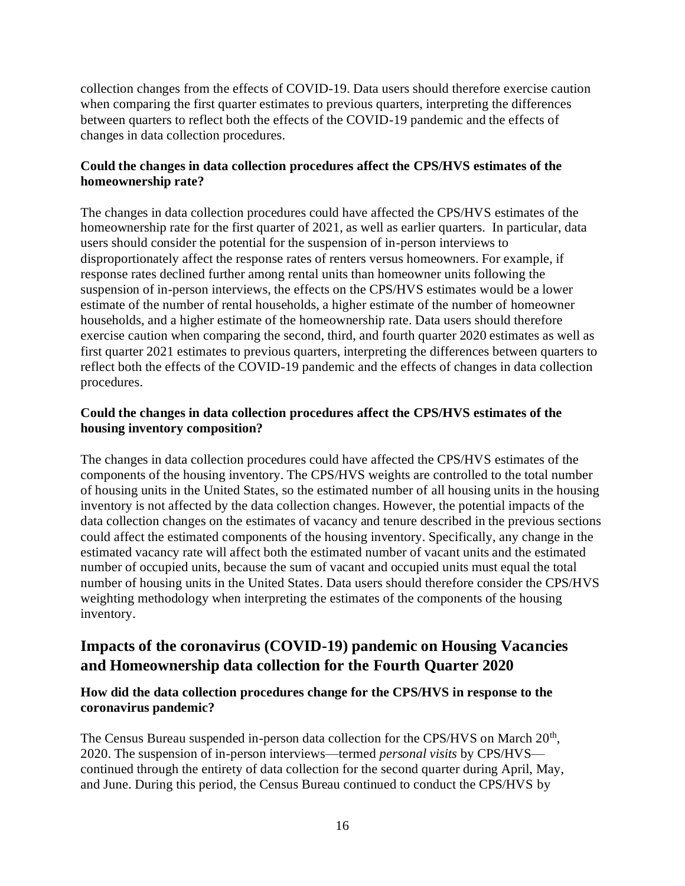collection changes from the effects of COVID-19. Data users should therefore exercise caution when comparing the first quarter estimates to previous quarters, interpreting the differences between quarters to reflect both the effects of the COVID-19 pandemic and the effects of changes in data collection procedures.

### Could the changes in data collection procedures affect the CPS/HVS estimates of the homeownership rate?

The changes in data collection procedures could have affected the CPS/HVS estimates of the homeownership rate for the first quarter of 2021, as well as earlier quarters. In particular, data users should consider the potential for the suspension of in-person interviews to disproportionately affect the response rates of renters versus homeowners. For example, if response rates declined further among rental units than homeowner units following the suspension of in-person interviews, the effects on the CPS/HVS estimates would be a lower estimate of the number of rental households, a higher estimate of the number of homeowner households, and a higher estimate of the homeownership rate. Data users should therefore exercise caution when comparing the second, third, and fourth quarter 2020 estimates as well as first quarter 2021 estimates to previous quarters, interpreting the differences between quarters to reflect both the effects of the COVID-19 pandemic and the effects of changes in data collection procedures.

### Could the changes in data collection procedures affect the CPS/HVS estimates of the housing inventory composition?

The changes in data collection procedures could have affected the CPS/HVS estimates of the components of the housing inventory. The CPS/HVS weights are controlled to the total number of housing units in the United States, so the estimated number of all housing units in the housing inventory is not affected by the data collection changes. However, the potential impacts of the data collection changes on the estimates of vacancy and tenure described in the previous sections could affect the estimated components of the housing inventory. Specifically, any change in the estimated vacancy rate will affect both the estimated number of vacant units and the estimated number of occupied units, because the sum of vacant and occupied units must equal the total number of housing units in the United States. Data users should therefore consider the CPS/HVS weighting methodology when interpreting the estimates of the components of the housing inventory.

## Impacts of the coronavirus (COVID-19) pandemic on Housing Vacancies and Homeownership data collection for the Fourth Quarter 2020

### How did the data collection procedures change for the CPS/HVS in response to the coronavirus pandemic?

The Census Bureau suspended in-person data collection for the CPS/HVS on March 20th, 2020. The suspension of in-person interviews—termed *personal visits* by CPS/HVS—continued through the entirety of data collection for the second quarter during April, May, and June. During this period, the Census Bureau continued to conduct the CPS/HVS by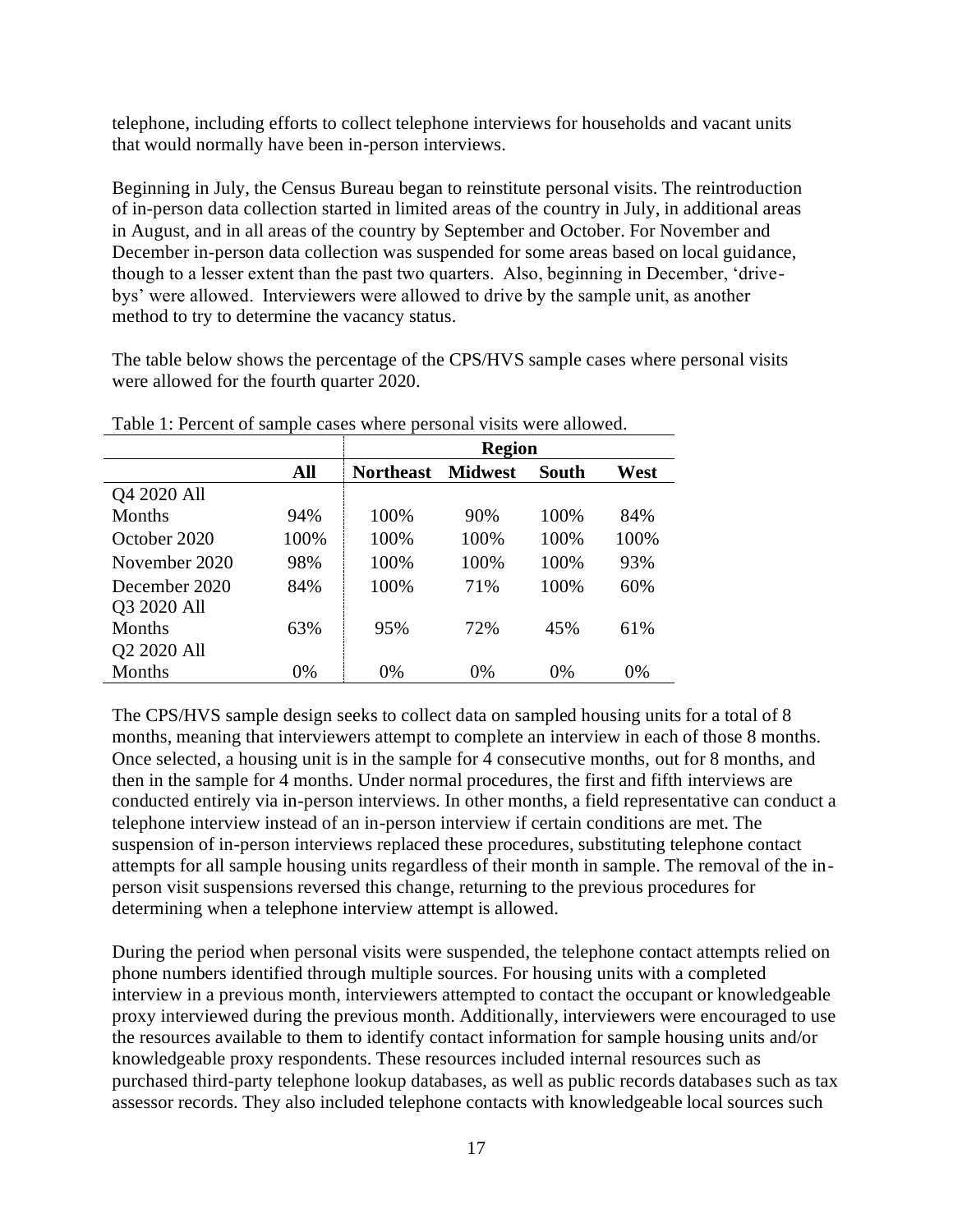telephone, including efforts to collect telephone interviews for households and vacant units that would normally have been in-person interviews.

Beginning in July, the Census Bureau began to reinstitute personal visits. The reintroduction of in-person data collection started in limited areas of the country in July, in additional areas in August, and in all areas of the country by September and October. For November and December in-person data collection was suspended for some areas based on local guidance, though to a lesser extent than the past two quarters. Also, beginning in December, 'drive-bys' were allowed. Interviewers were allowed to drive by the sample unit, as another method to try to determine the vacancy status.

The table below shows the percentage of the CPS/HVS sample cases where personal visits were allowed for the fourth quarter 2020.

Table 1: Percent of sample cases where personal visits were allowed.

| | | Region | | | |
|---|---|---|---|---|---|
| | **All** | **Northeast** | **Midwest** | **South** | **West** |
| Q4 2020 All Months | 94% | 100% | 90% | 100% | 84% |
| October 2020 | 100% | 100% | 100% | 100% | 100% |
| November 2020 | 98% | 100% | 100% | 100% | 93% |
| December 2020 | 84% | 100% | 71% | 100% | 60% |
| Q3 2020 All Months | 63% | 95% | 72% | 45% | 61% |
| Q2 2020 All Months | 0% | 0% | 0% | 0% | 0% |

The CPS/HVS sample design seeks to collect data on sampled housing units for a total of 8 months, meaning that interviewers attempt to complete an interview in each of those 8 months. Once selected, a housing unit is in the sample for 4 consecutive months, out for 8 months, and then in the sample for 4 months. Under normal procedures, the first and fifth interviews are conducted entirely via in-person interviews. In other months, a field representative can conduct a telephone interview instead of an in-person interview if certain conditions are met. The suspension of in-person interviews replaced these procedures, substituting telephone contact attempts for all sample housing units regardless of their month in sample. The removal of the in-person visit suspensions reversed this change, returning to the previous procedures for determining when a telephone interview attempt is allowed.

During the period when personal visits were suspended, the telephone contact attempts relied on phone numbers identified through multiple sources. For housing units with a completed interview in a previous month, interviewers attempted to contact the occupant or knowledgeable proxy interviewed during the previous month. Additionally, interviewers were encouraged to use the resources available to them to identify contact information for sample housing units and/or knowledgeable proxy respondents. These resources included internal resources such as purchased third-party telephone lookup databases, as well as public records databases such as tax assessor records. They also included telephone contacts with knowledgeable local sources such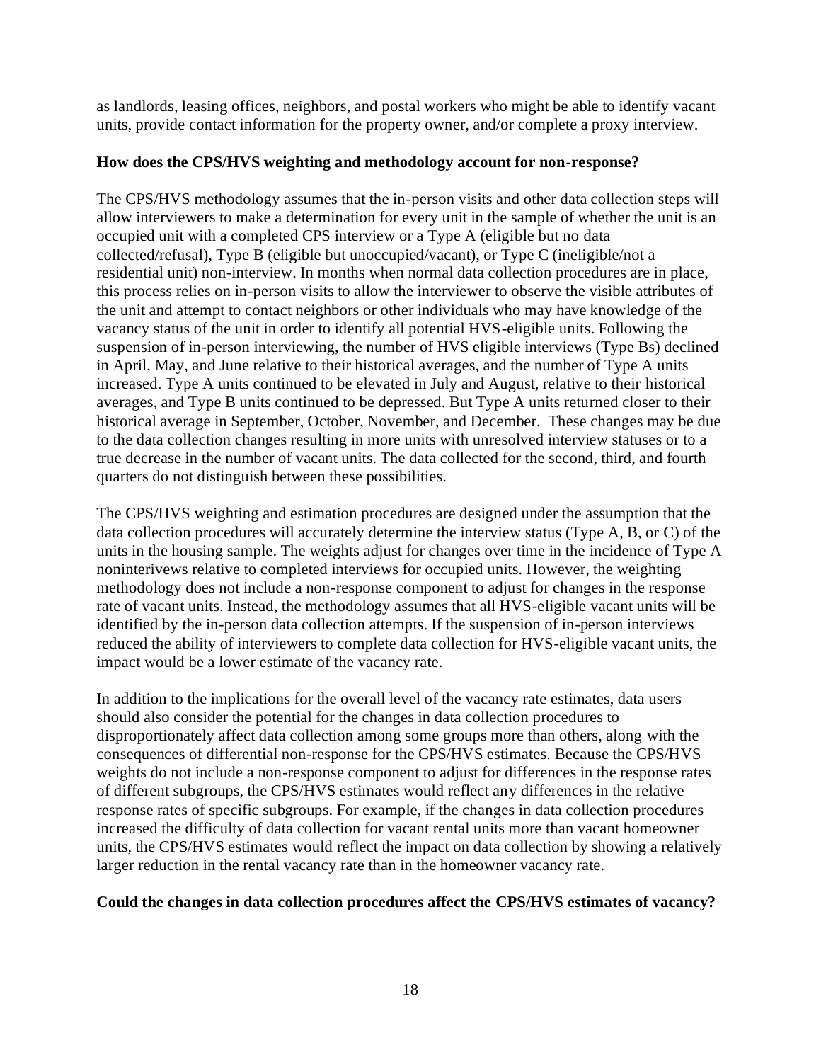as landlords, leasing offices, neighbors, and postal workers who might be able to identify vacant units, provide contact information for the property owner, and/or complete a proxy interview.

**How does the CPS/HVS weighting and methodology account for non-response?**

The CPS/HVS methodology assumes that the in-person visits and other data collection steps will allow interviewers to make a determination for every unit in the sample of whether the unit is an occupied unit with a completed CPS interview or a Type A (eligible but no data collected/refusal), Type B (eligible but unoccupied/vacant), or Type C (ineligible/not a residential unit) non-interview. In months when normal data collection procedures are in place, this process relies on in-person visits to allow the interviewer to observe the visible attributes of the unit and attempt to contact neighbors or other individuals who may have knowledge of the vacancy status of the unit in order to identify all potential HVS-eligible units. Following the suspension of in-person interviewing, the number of HVS eligible interviews (Type Bs) declined in April, May, and June relative to their historical averages, and the number of Type A units increased. Type A units continued to be elevated in July and August, relative to their historical averages, and Type B units continued to be depressed. But Type A units returned closer to their historical average in September, October, November, and December. These changes may be due to the data collection changes resulting in more units with unresolved interview statuses or to a true decrease in the number of vacant units. The data collected for the second, third, and fourth quarters do not distinguish between these possibilities.

The CPS/HVS weighting and estimation procedures are designed under the assumption that the data collection procedures will accurately determine the interview status (Type A, B, or C) of the units in the housing sample. The weights adjust for changes over time in the incidence of Type A noninterivews relative to completed interviews for occupied units. However, the weighting methodology does not include a non-response component to adjust for changes in the response rate of vacant units. Instead, the methodology assumes that all HVS-eligible vacant units will be identified by the in-person data collection attempts. If the suspension of in-person interviews reduced the ability of interviewers to complete data collection for HVS-eligible vacant units, the impact would be a lower estimate of the vacancy rate.

In addition to the implications for the overall level of the vacancy rate estimates, data users should also consider the potential for the changes in data collection procedures to disproportionately affect data collection among some groups more than others, along with the consequences of differential non-response for the CPS/HVS estimates. Because the CPS/HVS weights do not include a non-response component to adjust for differences in the response rates of different subgroups, the CPS/HVS estimates would reflect any differences in the relative response rates of specific subgroups. For example, if the changes in data collection procedures increased the difficulty of data collection for vacant rental units more than vacant homeowner units, the CPS/HVS estimates would reflect the impact on data collection by showing a relatively larger reduction in the rental vacancy rate than in the homeowner vacancy rate.

**Could the changes in data collection procedures affect the CPS/HVS estimates of vacancy?**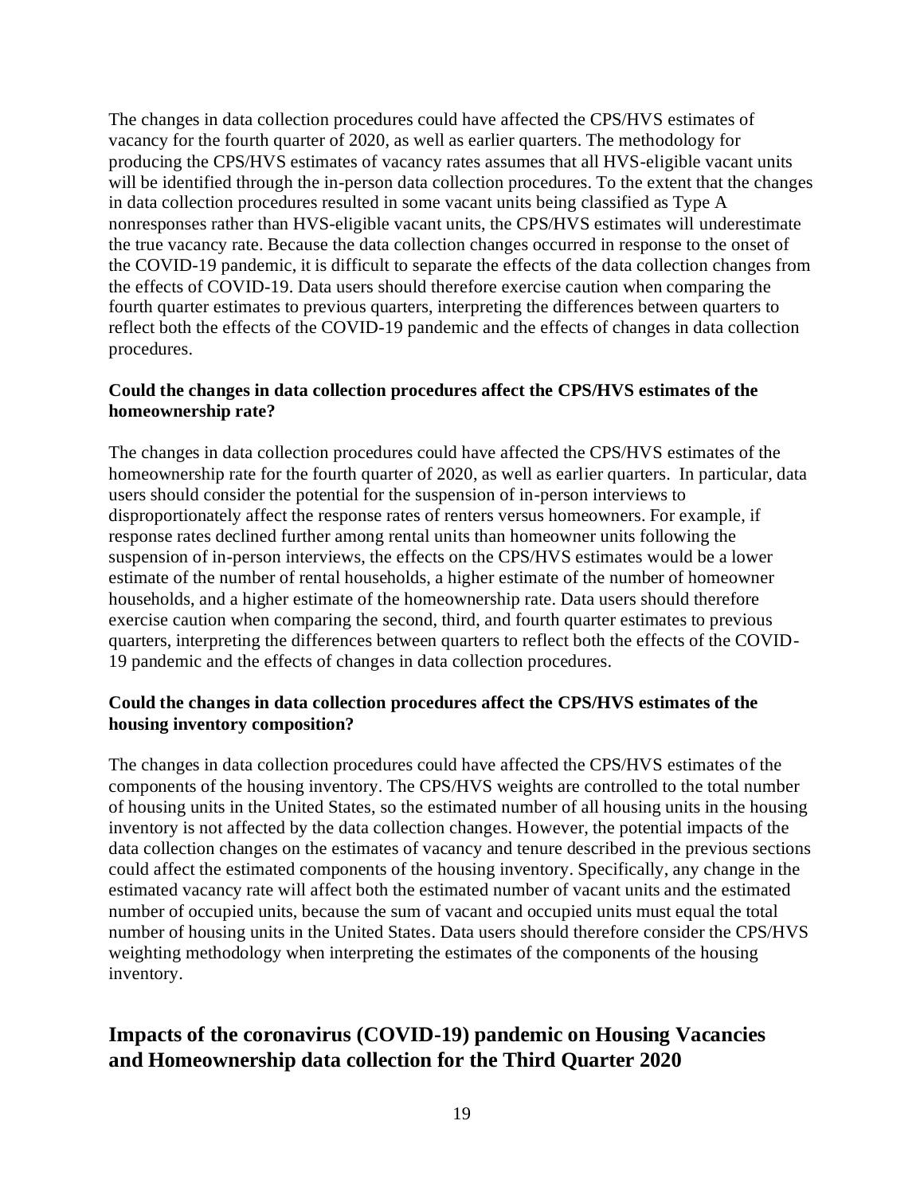The changes in data collection procedures could have affected the CPS/HVS estimates of vacancy for the fourth quarter of 2020, as well as earlier quarters. The methodology for producing the CPS/HVS estimates of vacancy rates assumes that all HVS-eligible vacant units will be identified through the in-person data collection procedures. To the extent that the changes in data collection procedures resulted in some vacant units being classified as Type A nonresponses rather than HVS-eligible vacant units, the CPS/HVS estimates will underestimate the true vacancy rate. Because the data collection changes occurred in response to the onset of the COVID-19 pandemic, it is difficult to separate the effects of the data collection changes from the effects of COVID-19. Data users should therefore exercise caution when comparing the fourth quarter estimates to previous quarters, interpreting the differences between quarters to reflect both the effects of the COVID-19 pandemic and the effects of changes in data collection procedures.

### Could the changes in data collection procedures affect the CPS/HVS estimates of the homeownership rate?

The changes in data collection procedures could have affected the CPS/HVS estimates of the homeownership rate for the fourth quarter of 2020, as well as earlier quarters. In particular, data users should consider the potential for the suspension of in-person interviews to disproportionately affect the response rates of renters versus homeowners. For example, if response rates declined further among rental units than homeowner units following the suspension of in-person interviews, the effects on the CPS/HVS estimates would be a lower estimate of the number of rental households, a higher estimate of the number of homeowner households, and a higher estimate of the homeownership rate. Data users should therefore exercise caution when comparing the second, third, and fourth quarter estimates to previous quarters, interpreting the differences between quarters to reflect both the effects of the COVID-19 pandemic and the effects of changes in data collection procedures.

### Could the changes in data collection procedures affect the CPS/HVS estimates of the housing inventory composition?

The changes in data collection procedures could have affected the CPS/HVS estimates of the components of the housing inventory. The CPS/HVS weights are controlled to the total number of housing units in the United States, so the estimated number of all housing units in the housing inventory is not affected by the data collection changes. However, the potential impacts of the data collection changes on the estimates of vacancy and tenure described in the previous sections could affect the estimated components of the housing inventory. Specifically, any change in the estimated vacancy rate will affect both the estimated number of vacant units and the estimated number of occupied units, because the sum of vacant and occupied units must equal the total number of housing units in the United States. Data users should therefore consider the CPS/HVS weighting methodology when interpreting the estimates of the components of the housing inventory.

## Impacts of the coronavirus (COVID-19) pandemic on Housing Vacancies and Homeownership data collection for the Third Quarter 2020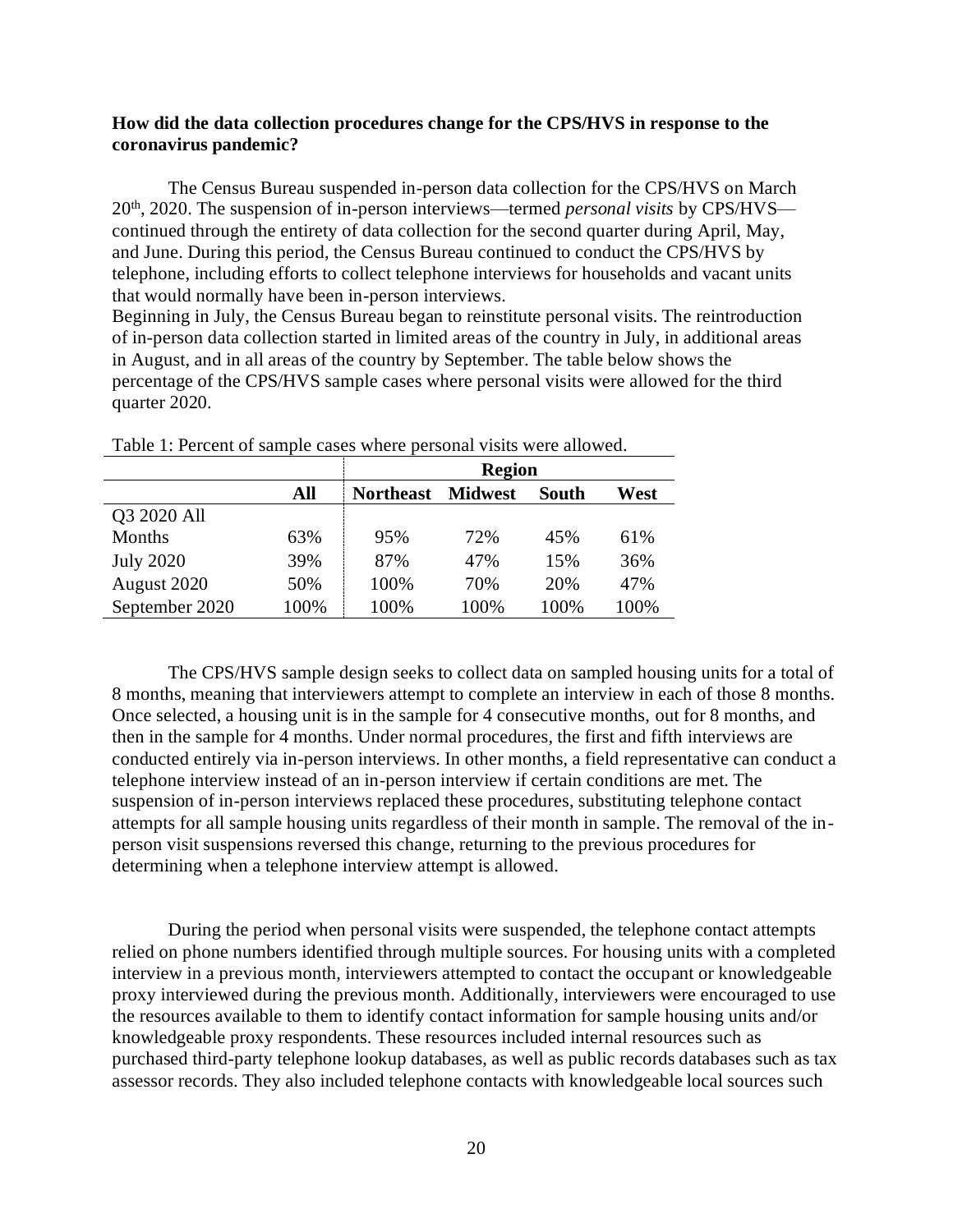**How did the data collection procedures change for the CPS/HVS in response to the coronavirus pandemic?**

The Census Bureau suspended in-person data collection for the CPS/HVS on March 20th, 2020. The suspension of in-person interviews—termed *personal visits* by CPS/HVS—continued through the entirety of data collection for the second quarter during April, May, and June. During this period, the Census Bureau continued to conduct the CPS/HVS by telephone, including efforts to collect telephone interviews for households and vacant units that would normally have been in-person interviews.

Beginning in July, the Census Bureau began to reinstitute personal visits. The reintroduction of in-person data collection started in limited areas of the country in July, in additional areas in August, and in all areas of the country by September. The table below shows the percentage of the CPS/HVS sample cases where personal visits were allowed for the third quarter 2020.

Table 1: Percent of sample cases where personal visits were allowed.

| | | Region | | | |
|---|---|---|---|---|---|
| | **All** | **Northeast** | **Midwest** | **South** | **West** |
| Q3 2020 All Months | 63% | 95% | 72% | 45% | 61% |
| July 2020 | 39% | 87% | 47% | 15% | 36% |
| August 2020 | 50% | 100% | 70% | 20% | 47% |
| September 2020 | 100% | 100% | 100% | 100% | 100% |

The CPS/HVS sample design seeks to collect data on sampled housing units for a total of 8 months, meaning that interviewers attempt to complete an interview in each of those 8 months. Once selected, a housing unit is in the sample for 4 consecutive months, out for 8 months, and then in the sample for 4 months. Under normal procedures, the first and fifth interviews are conducted entirely via in-person interviews. In other months, a field representative can conduct a telephone interview instead of an in-person interview if certain conditions are met. The suspension of in-person interviews replaced these procedures, substituting telephone contact attempts for all sample housing units regardless of their month in sample. The removal of the in-person visit suspensions reversed this change, returning to the previous procedures for determining when a telephone interview attempt is allowed.

During the period when personal visits were suspended, the telephone contact attempts relied on phone numbers identified through multiple sources. For housing units with a completed interview in a previous month, interviewers attempted to contact the occupant or knowledgeable proxy interviewed during the previous month. Additionally, interviewers were encouraged to use the resources available to them to identify contact information for sample housing units and/or knowledgeable proxy respondents. These resources included internal resources such as purchased third-party telephone lookup databases, as well as public records databases such as tax assessor records. They also included telephone contacts with knowledgeable local sources such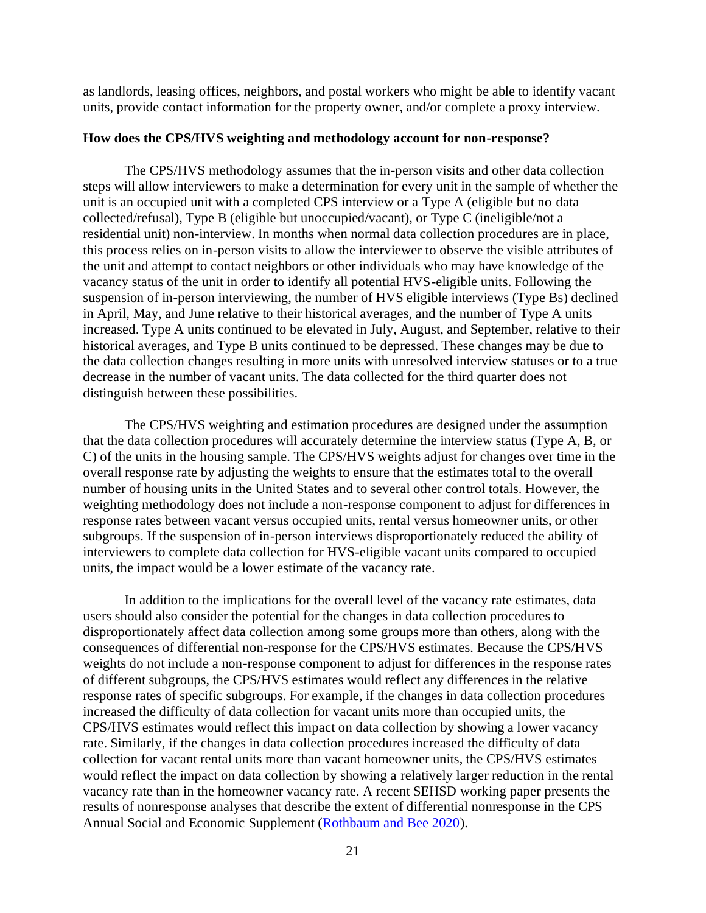as landlords, leasing offices, neighbors, and postal workers who might be able to identify vacant units, provide contact information for the property owner, and/or complete a proxy interview.

**How does the CPS/HVS weighting and methodology account for non-response?**

The CPS/HVS methodology assumes that the in-person visits and other data collection steps will allow interviewers to make a determination for every unit in the sample of whether the unit is an occupied unit with a completed CPS interview or a Type A (eligible but no data collected/refusal), Type B (eligible but unoccupied/vacant), or Type C (ineligible/not a residential unit) non-interview. In months when normal data collection procedures are in place, this process relies on in-person visits to allow the interviewer to observe the visible attributes of the unit and attempt to contact neighbors or other individuals who may have knowledge of the vacancy status of the unit in order to identify all potential HVS-eligible units. Following the suspension of in-person interviewing, the number of HVS eligible interviews (Type Bs) declined in April, May, and June relative to their historical averages, and the number of Type A units increased. Type A units continued to be elevated in July, August, and September, relative to their historical averages, and Type B units continued to be depressed. These changes may be due to the data collection changes resulting in more units with unresolved interview statuses or to a true decrease in the number of vacant units. The data collected for the third quarter does not distinguish between these possibilities.

The CPS/HVS weighting and estimation procedures are designed under the assumption that the data collection procedures will accurately determine the interview status (Type A, B, or C) of the units in the housing sample. The CPS/HVS weights adjust for changes over time in the overall response rate by adjusting the weights to ensure that the estimates total to the overall number of housing units in the United States and to several other control totals. However, the weighting methodology does not include a non-response component to adjust for differences in response rates between vacant versus occupied units, rental versus homeowner units, or other subgroups. If the suspension of in-person interviews disproportionately reduced the ability of interviewers to complete data collection for HVS-eligible vacant units compared to occupied units, the impact would be a lower estimate of the vacancy rate.

In addition to the implications for the overall level of the vacancy rate estimates, data users should also consider the potential for the changes in data collection procedures to disproportionately affect data collection among some groups more than others, along with the consequences of differential non-response for the CPS/HVS estimates. Because the CPS/HVS weights do not include a non-response component to adjust for differences in the response rates of different subgroups, the CPS/HVS estimates would reflect any differences in the relative response rates of specific subgroups. For example, if the changes in data collection procedures increased the difficulty of data collection for vacant units more than occupied units, the CPS/HVS estimates would reflect this impact on data collection by showing a lower vacancy rate. Similarly, if the changes in data collection procedures increased the difficulty of data collection for vacant rental units more than vacant homeowner units, the CPS/HVS estimates would reflect the impact on data collection by showing a relatively larger reduction in the rental vacancy rate than in the homeowner vacancy rate. A recent SEHSD working paper presents the results of nonresponse analyses that describe the extent of differential nonresponse in the CPS Annual Social and Economic Supplement (Rothbaum and Bee 2020).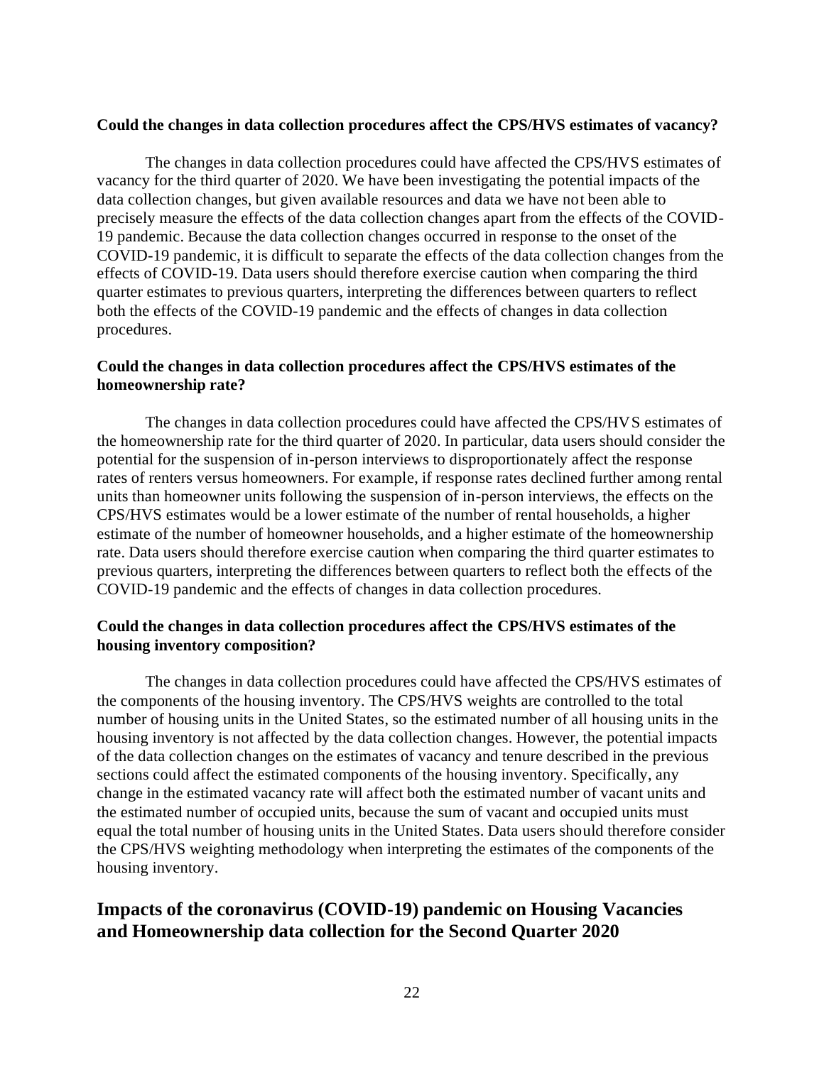### Could the changes in data collection procedures affect the CPS/HVS estimates of vacancy?

The changes in data collection procedures could have affected the CPS/HVS estimates of vacancy for the third quarter of 2020. We have been investigating the potential impacts of the data collection changes, but given available resources and data we have not been able to precisely measure the effects of the data collection changes apart from the effects of the COVID-19 pandemic. Because the data collection changes occurred in response to the onset of the COVID-19 pandemic, it is difficult to separate the effects of the data collection changes from the effects of COVID-19. Data users should therefore exercise caution when comparing the third quarter estimates to previous quarters, interpreting the differences between quarters to reflect both the effects of the COVID-19 pandemic and the effects of changes in data collection procedures.

### Could the changes in data collection procedures affect the CPS/HVS estimates of the homeownership rate?

The changes in data collection procedures could have affected the CPS/HVS estimates of the homeownership rate for the third quarter of 2020. In particular, data users should consider the potential for the suspension of in-person interviews to disproportionately affect the response rates of renters versus homeowners. For example, if response rates declined further among rental units than homeowner units following the suspension of in-person interviews, the effects on the CPS/HVS estimates would be a lower estimate of the number of rental households, a higher estimate of the number of homeowner households, and a higher estimate of the homeownership rate. Data users should therefore exercise caution when comparing the third quarter estimates to previous quarters, interpreting the differences between quarters to reflect both the effects of the COVID-19 pandemic and the effects of changes in data collection procedures.

### Could the changes in data collection procedures affect the CPS/HVS estimates of the housing inventory composition?

The changes in data collection procedures could have affected the CPS/HVS estimates of the components of the housing inventory. The CPS/HVS weights are controlled to the total number of housing units in the United States, so the estimated number of all housing units in the housing inventory is not affected by the data collection changes. However, the potential impacts of the data collection changes on the estimates of vacancy and tenure described in the previous sections could affect the estimated components of the housing inventory. Specifically, any change in the estimated vacancy rate will affect both the estimated number of vacant units and the estimated number of occupied units, because the sum of vacant and occupied units must equal the total number of housing units in the United States. Data users should therefore consider the CPS/HVS weighting methodology when interpreting the estimates of the components of the housing inventory.

## Impacts of the coronavirus (COVID-19) pandemic on Housing Vacancies and Homeownership data collection for the Second Quarter 2020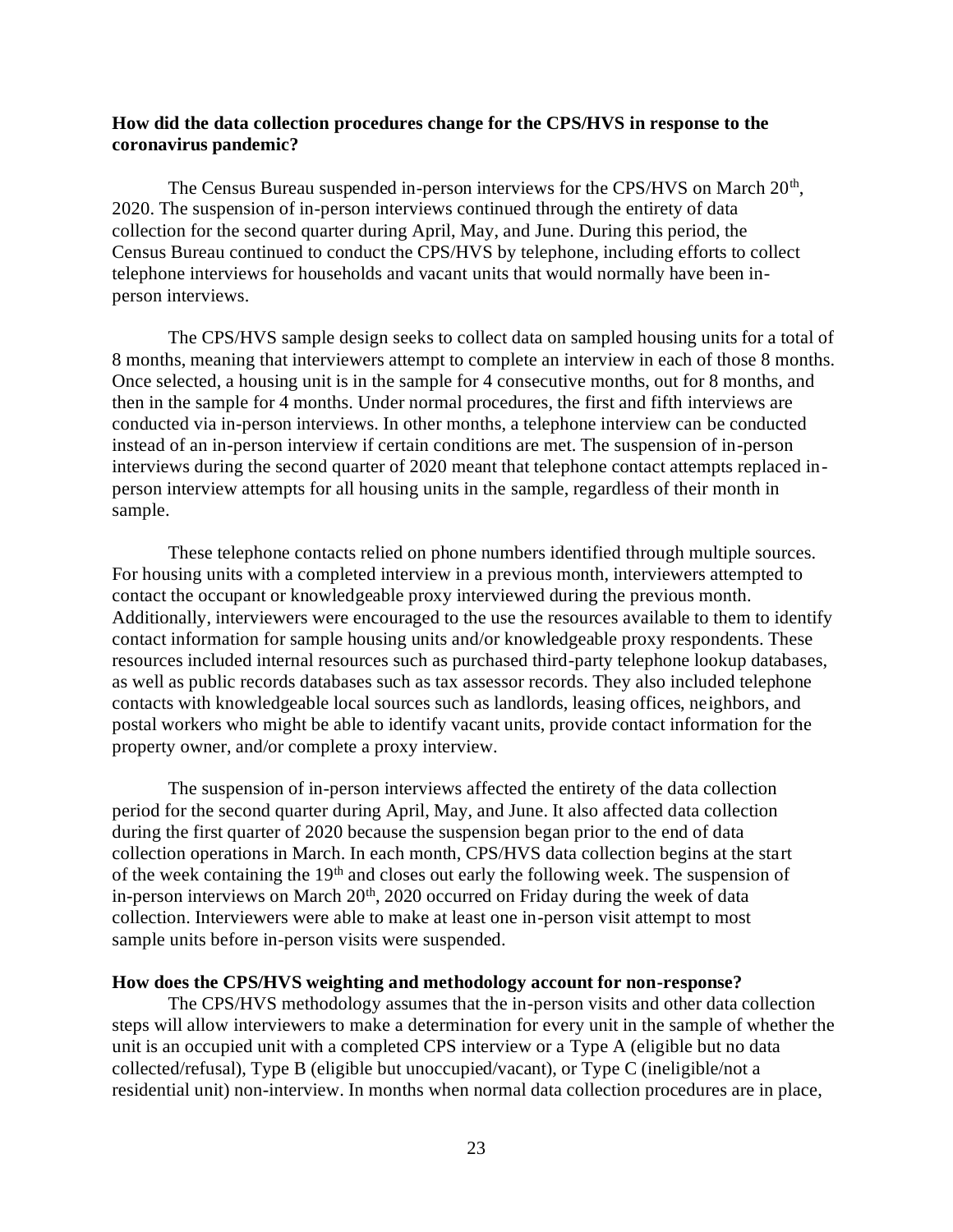**How did the data collection procedures change for the CPS/HVS in response to the coronavirus pandemic?**

The Census Bureau suspended in-person interviews for the CPS/HVS on March 20th, 2020. The suspension of in-person interviews continued through the entirety of data collection for the second quarter during April, May, and June. During this period, the Census Bureau continued to conduct the CPS/HVS by telephone, including efforts to collect telephone interviews for households and vacant units that would normally have been in-person interviews.

The CPS/HVS sample design seeks to collect data on sampled housing units for a total of 8 months, meaning that interviewers attempt to complete an interview in each of those 8 months. Once selected, a housing unit is in the sample for 4 consecutive months, out for 8 months, and then in the sample for 4 months. Under normal procedures, the first and fifth interviews are conducted via in-person interviews. In other months, a telephone interview can be conducted instead of an in-person interview if certain conditions are met. The suspension of in-person interviews during the second quarter of 2020 meant that telephone contact attempts replaced in-person interview attempts for all housing units in the sample, regardless of their month in sample.

These telephone contacts relied on phone numbers identified through multiple sources. For housing units with a completed interview in a previous month, interviewers attempted to contact the occupant or knowledgeable proxy interviewed during the previous month. Additionally, interviewers were encouraged to the use the resources available to them to identify contact information for sample housing units and/or knowledgeable proxy respondents. These resources included internal resources such as purchased third-party telephone lookup databases, as well as public records databases such as tax assessor records. They also included telephone contacts with knowledgeable local sources such as landlords, leasing offices, neighbors, and postal workers who might be able to identify vacant units, provide contact information for the property owner, and/or complete a proxy interview.

The suspension of in-person interviews affected the entirety of the data collection period for the second quarter during April, May, and June. It also affected data collection during the first quarter of 2020 because the suspension began prior to the end of data collection operations in March. In each month, CPS/HVS data collection begins at the start of the week containing the 19th and closes out early the following week. The suspension of in-person interviews on March 20th, 2020 occurred on Friday during the week of data collection. Interviewers were able to make at least one in-person visit attempt to most sample units before in-person visits were suspended.

**How does the CPS/HVS weighting and methodology account for non-response?**

The CPS/HVS methodology assumes that the in-person visits and other data collection steps will allow interviewers to make a determination for every unit in the sample of whether the unit is an occupied unit with a completed CPS interview or a Type A (eligible but no data collected/refusal), Type B (eligible but unoccupied/vacant), or Type C (ineligible/not a residential unit) non-interview. In months when normal data collection procedures are in place,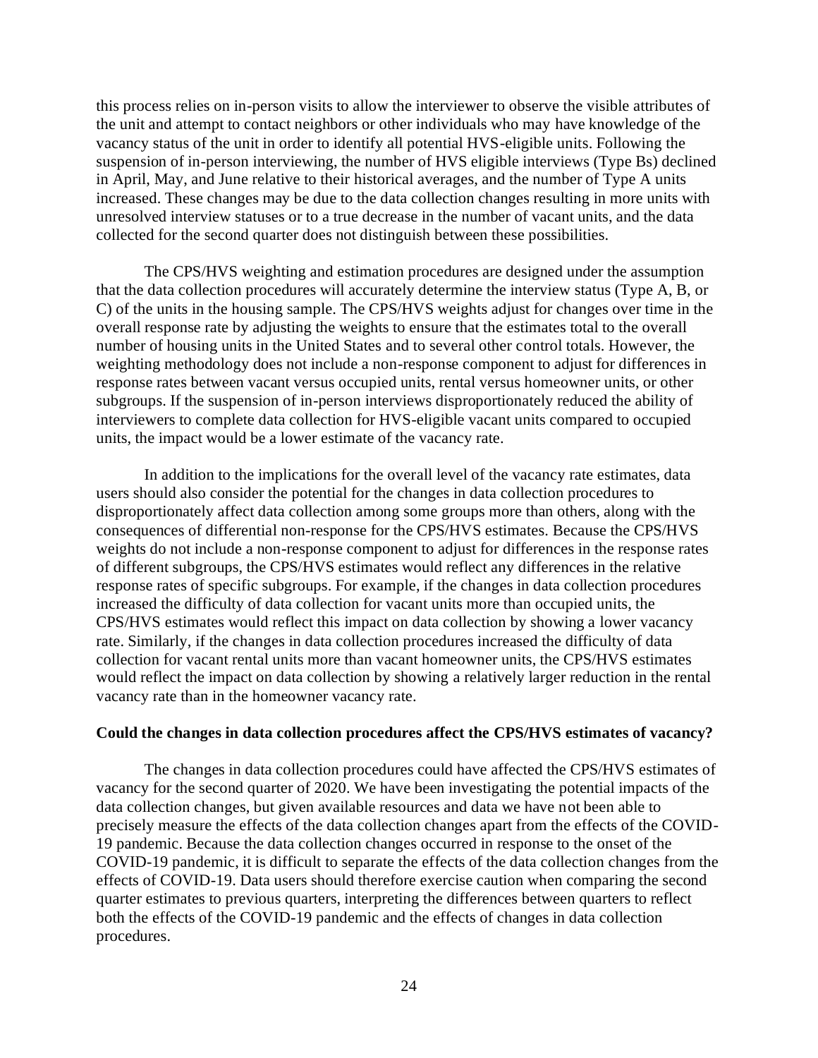this process relies on in-person visits to allow the interviewer to observe the visible attributes of the unit and attempt to contact neighbors or other individuals who may have knowledge of the vacancy status of the unit in order to identify all potential HVS-eligible units. Following the suspension of in-person interviewing, the number of HVS eligible interviews (Type Bs) declined in April, May, and June relative to their historical averages, and the number of Type A units increased. These changes may be due to the data collection changes resulting in more units with unresolved interview statuses or to a true decrease in the number of vacant units, and the data collected for the second quarter does not distinguish between these possibilities.

The CPS/HVS weighting and estimation procedures are designed under the assumption that the data collection procedures will accurately determine the interview status (Type A, B, or C) of the units in the housing sample. The CPS/HVS weights adjust for changes over time in the overall response rate by adjusting the weights to ensure that the estimates total to the overall number of housing units in the United States and to several other control totals. However, the weighting methodology does not include a non-response component to adjust for differences in response rates between vacant versus occupied units, rental versus homeowner units, or other subgroups. If the suspension of in-person interviews disproportionately reduced the ability of interviewers to complete data collection for HVS-eligible vacant units compared to occupied units, the impact would be a lower estimate of the vacancy rate.

In addition to the implications for the overall level of the vacancy rate estimates, data users should also consider the potential for the changes in data collection procedures to disproportionately affect data collection among some groups more than others, along with the consequences of differential non-response for the CPS/HVS estimates. Because the CPS/HVS weights do not include a non-response component to adjust for differences in the response rates of different subgroups, the CPS/HVS estimates would reflect any differences in the relative response rates of specific subgroups. For example, if the changes in data collection procedures increased the difficulty of data collection for vacant units more than occupied units, the CPS/HVS estimates would reflect this impact on data collection by showing a lower vacancy rate. Similarly, if the changes in data collection procedures increased the difficulty of data collection for vacant rental units more than vacant homeowner units, the CPS/HVS estimates would reflect the impact on data collection by showing a relatively larger reduction in the rental vacancy rate than in the homeowner vacancy rate.

**Could the changes in data collection procedures affect the CPS/HVS estimates of vacancy?**

The changes in data collection procedures could have affected the CPS/HVS estimates of vacancy for the second quarter of 2020. We have been investigating the potential impacts of the data collection changes, but given available resources and data we have not been able to precisely measure the effects of the data collection changes apart from the effects of the COVID-19 pandemic. Because the data collection changes occurred in response to the onset of the COVID-19 pandemic, it is difficult to separate the effects of the data collection changes from the effects of COVID-19. Data users should therefore exercise caution when comparing the second quarter estimates to previous quarters, interpreting the differences between quarters to reflect both the effects of the COVID-19 pandemic and the effects of changes in data collection procedures.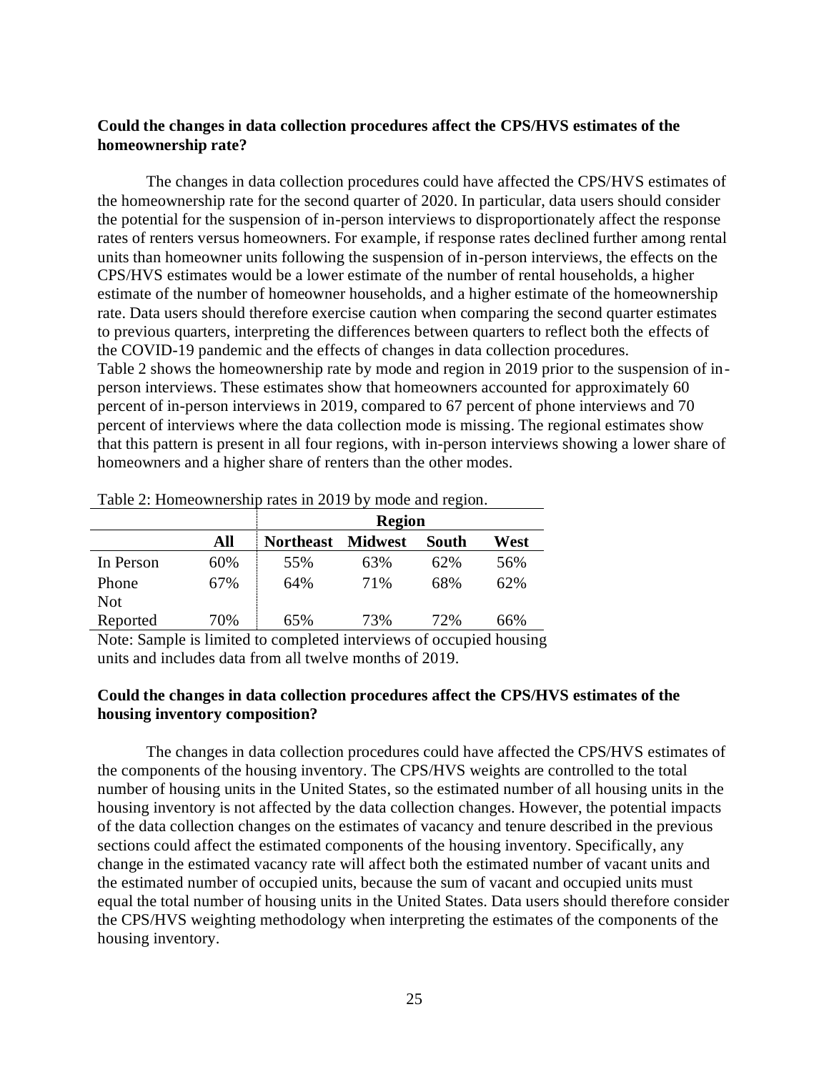**Could the changes in data collection procedures affect the CPS/HVS estimates of the homeownership rate?**

The changes in data collection procedures could have affected the CPS/HVS estimates of the homeownership rate for the second quarter of 2020. In particular, data users should consider the potential for the suspension of in-person interviews to disproportionately affect the response rates of renters versus homeowners. For example, if response rates declined further among rental units than homeowner units following the suspension of in-person interviews, the effects on the CPS/HVS estimates would be a lower estimate of the number of rental households, a higher estimate of the number of homeowner households, and a higher estimate of the homeownership rate. Data users should therefore exercise caution when comparing the second quarter estimates to previous quarters, interpreting the differences between quarters to reflect both the effects of the COVID-19 pandemic and the effects of changes in data collection procedures. Table 2 shows the homeownership rate by mode and region in 2019 prior to the suspension of in-person interviews. These estimates show that homeowners accounted for approximately 60 percent of in-person interviews in 2019, compared to 67 percent of phone interviews and 70 percent of interviews where the data collection mode is missing. The regional estimates show that this pattern is present in all four regions, with in-person interviews showing a lower share of homeowners and a higher share of renters than the other modes.

Table 2: Homeownership rates in 2019 by mode and region.

| | | Region | | | |
|---|---|---|---|---|---|
| | **All** | **Northeast** | **Midwest** | **South** | **West** |
| In Person | 60% | 55% | 63% | 62% | 56% |
| Phone | 67% | 64% | 71% | 68% | 62% |
| Not Reported | 70% | 65% | 73% | 72% | 66% |

Note: Sample is limited to completed interviews of occupied housing units and includes data from all twelve months of 2019.

**Could the changes in data collection procedures affect the CPS/HVS estimates of the housing inventory composition?**

The changes in data collection procedures could have affected the CPS/HVS estimates of the components of the housing inventory. The CPS/HVS weights are controlled to the total number of housing units in the United States, so the estimated number of all housing units in the housing inventory is not affected by the data collection changes. However, the potential impacts of the data collection changes on the estimates of vacancy and tenure described in the previous sections could affect the estimated components of the housing inventory. Specifically, any change in the estimated vacancy rate will affect both the estimated number of vacant units and the estimated number of occupied units, because the sum of vacant and occupied units must equal the total number of housing units in the United States. Data users should therefore consider the CPS/HVS weighting methodology when interpreting the estimates of the components of the housing inventory.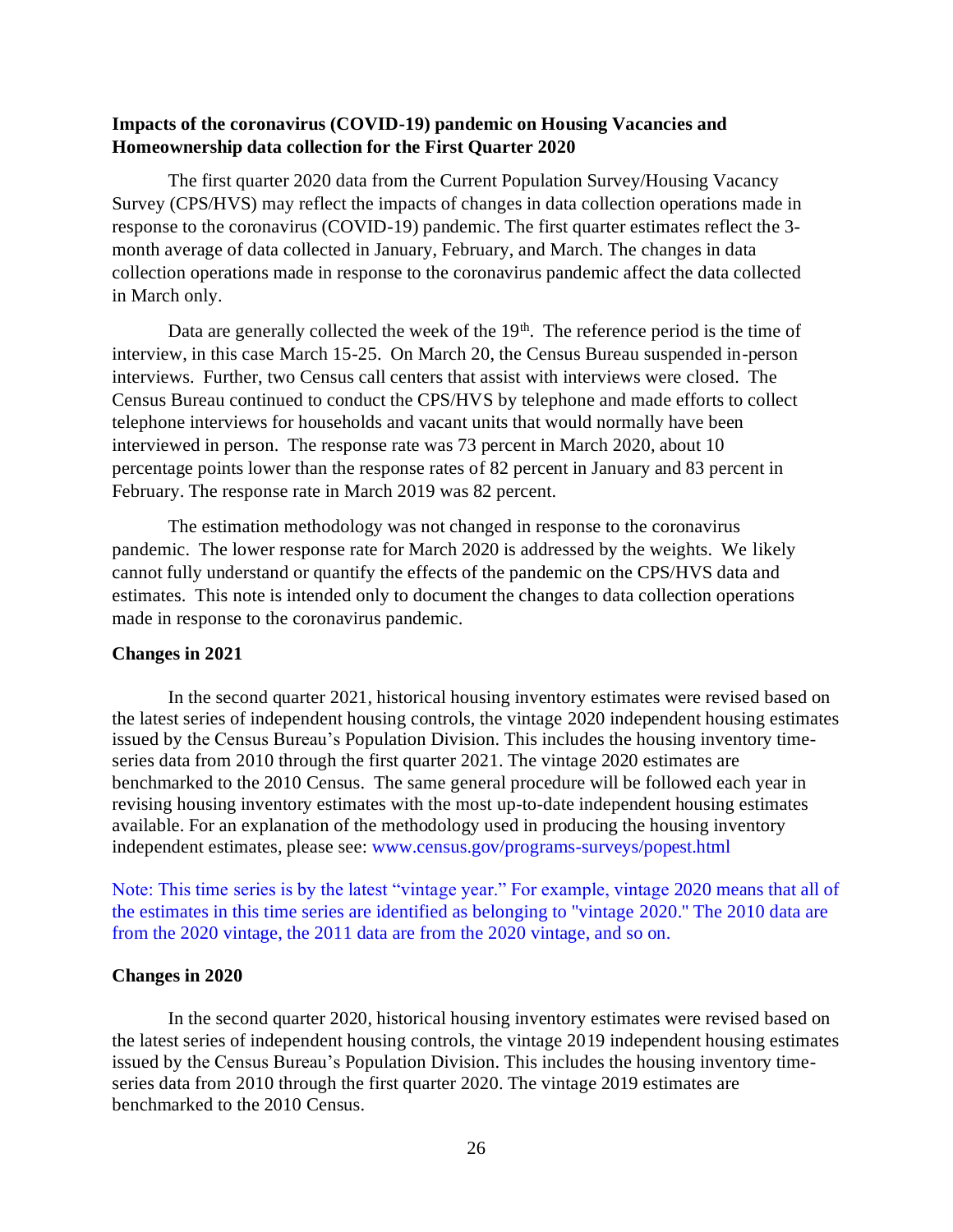**Impacts of the coronavirus (COVID-19) pandemic on Housing Vacancies and Homeownership data collection for the First Quarter 2020**

The first quarter 2020 data from the Current Population Survey/Housing Vacancy Survey (CPS/HVS) may reflect the impacts of changes in data collection operations made in response to the coronavirus (COVID-19) pandemic. The first quarter estimates reflect the 3-month average of data collected in January, February, and March. The changes in data collection operations made in response to the coronavirus pandemic affect the data collected in March only.

Data are generally collected the week of the 19th. The reference period is the time of interview, in this case March 15-25. On March 20, the Census Bureau suspended in-person interviews. Further, two Census call centers that assist with interviews were closed. The Census Bureau continued to conduct the CPS/HVS by telephone and made efforts to collect telephone interviews for households and vacant units that would normally have been interviewed in person. The response rate was 73 percent in March 2020, about 10 percentage points lower than the response rates of 82 percent in January and 83 percent in February. The response rate in March 2019 was 82 percent.

The estimation methodology was not changed in response to the coronavirus pandemic. The lower response rate for March 2020 is addressed by the weights. We likely cannot fully understand or quantify the effects of the pandemic on the CPS/HVS data and estimates. This note is intended only to document the changes to data collection operations made in response to the coronavirus pandemic.

**Changes in 2021**

In the second quarter 2021, historical housing inventory estimates were revised based on the latest series of independent housing controls, the vintage 2020 independent housing estimates issued by the Census Bureau's Population Division. This includes the housing inventory time-series data from 2010 through the first quarter 2021. The vintage 2020 estimates are benchmarked to the 2010 Census. The same general procedure will be followed each year in revising housing inventory estimates with the most up-to-date independent housing estimates available. For an explanation of the methodology used in producing the housing inventory independent estimates, please see: www.census.gov/programs-surveys/popest.html

Note: This time series is by the latest "vintage year." For example, vintage 2020 means that all of the estimates in this time series are identified as belonging to "vintage 2020." The 2010 data are from the 2020 vintage, the 2011 data are from the 2020 vintage, and so on.

**Changes in 2020**

In the second quarter 2020, historical housing inventory estimates were revised based on the latest series of independent housing controls, the vintage 2019 independent housing estimates issued by the Census Bureau's Population Division. This includes the housing inventory time-series data from 2010 through the first quarter 2020. The vintage 2019 estimates are benchmarked to the 2010 Census.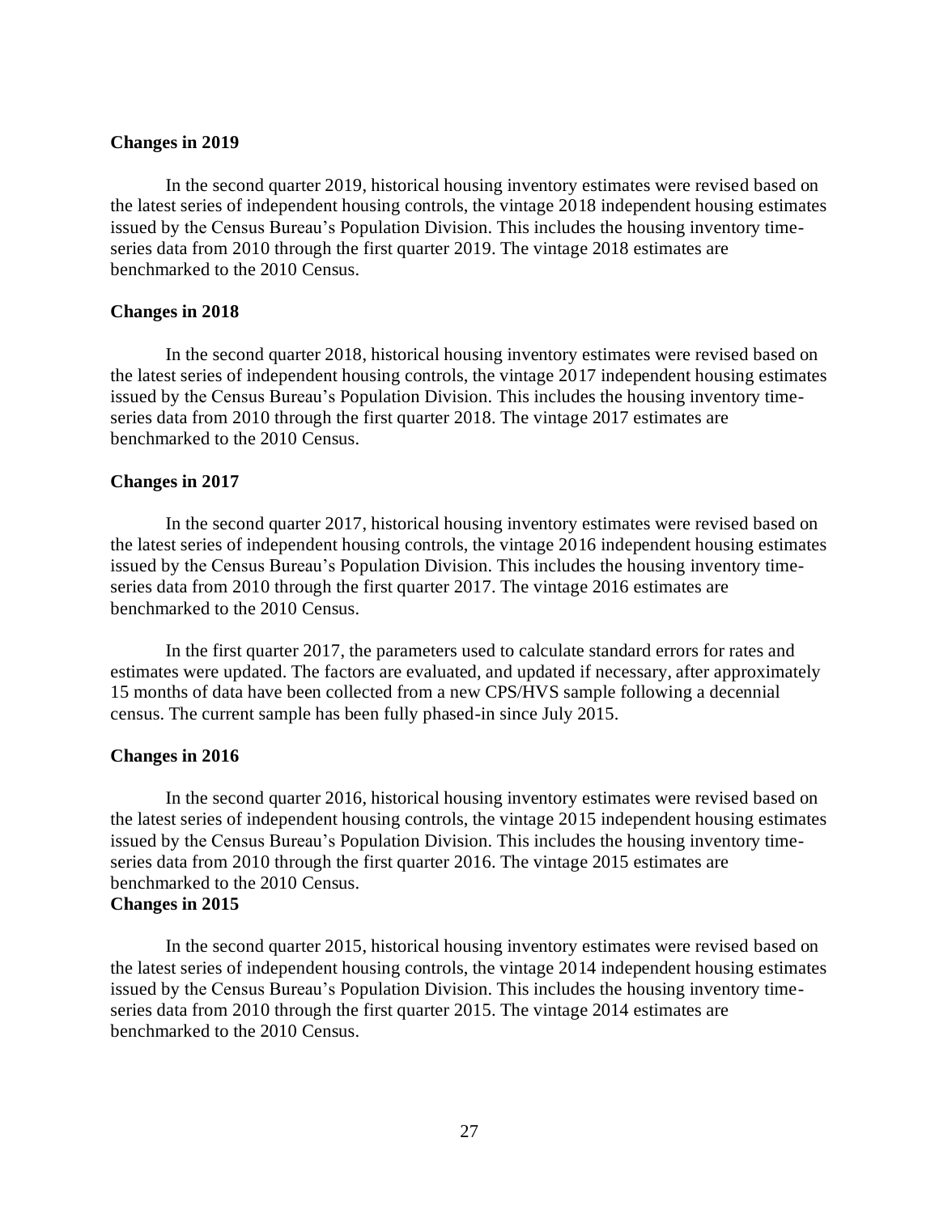### Changes in 2019

In the second quarter 2019, historical housing inventory estimates were revised based on the latest series of independent housing controls, the vintage 2018 independent housing estimates issued by the Census Bureau's Population Division. This includes the housing inventory time-series data from 2010 through the first quarter 2019. The vintage 2018 estimates are benchmarked to the 2010 Census.

### Changes in 2018

In the second quarter 2018, historical housing inventory estimates were revised based on the latest series of independent housing controls, the vintage 2017 independent housing estimates issued by the Census Bureau's Population Division. This includes the housing inventory time-series data from 2010 through the first quarter 2018. The vintage 2017 estimates are benchmarked to the 2010 Census.

### Changes in 2017

In the second quarter 2017, historical housing inventory estimates were revised based on the latest series of independent housing controls, the vintage 2016 independent housing estimates issued by the Census Bureau's Population Division. This includes the housing inventory time-series data from 2010 through the first quarter 2017. The vintage 2016 estimates are benchmarked to the 2010 Census.

In the first quarter 2017, the parameters used to calculate standard errors for rates and estimates were updated. The factors are evaluated, and updated if necessary, after approximately 15 months of data have been collected from a new CPS/HVS sample following a decennial census. The current sample has been fully phased-in since July 2015.

### Changes in 2016

In the second quarter 2016, historical housing inventory estimates were revised based on the latest series of independent housing controls, the vintage 2015 independent housing estimates issued by the Census Bureau's Population Division. This includes the housing inventory time-series data from 2010 through the first quarter 2016. The vintage 2015 estimates are benchmarked to the 2010 Census.

### Changes in 2015

In the second quarter 2015, historical housing inventory estimates were revised based on the latest series of independent housing controls, the vintage 2014 independent housing estimates issued by the Census Bureau's Population Division. This includes the housing inventory time-series data from 2010 through the first quarter 2015. The vintage 2014 estimates are benchmarked to the 2010 Census.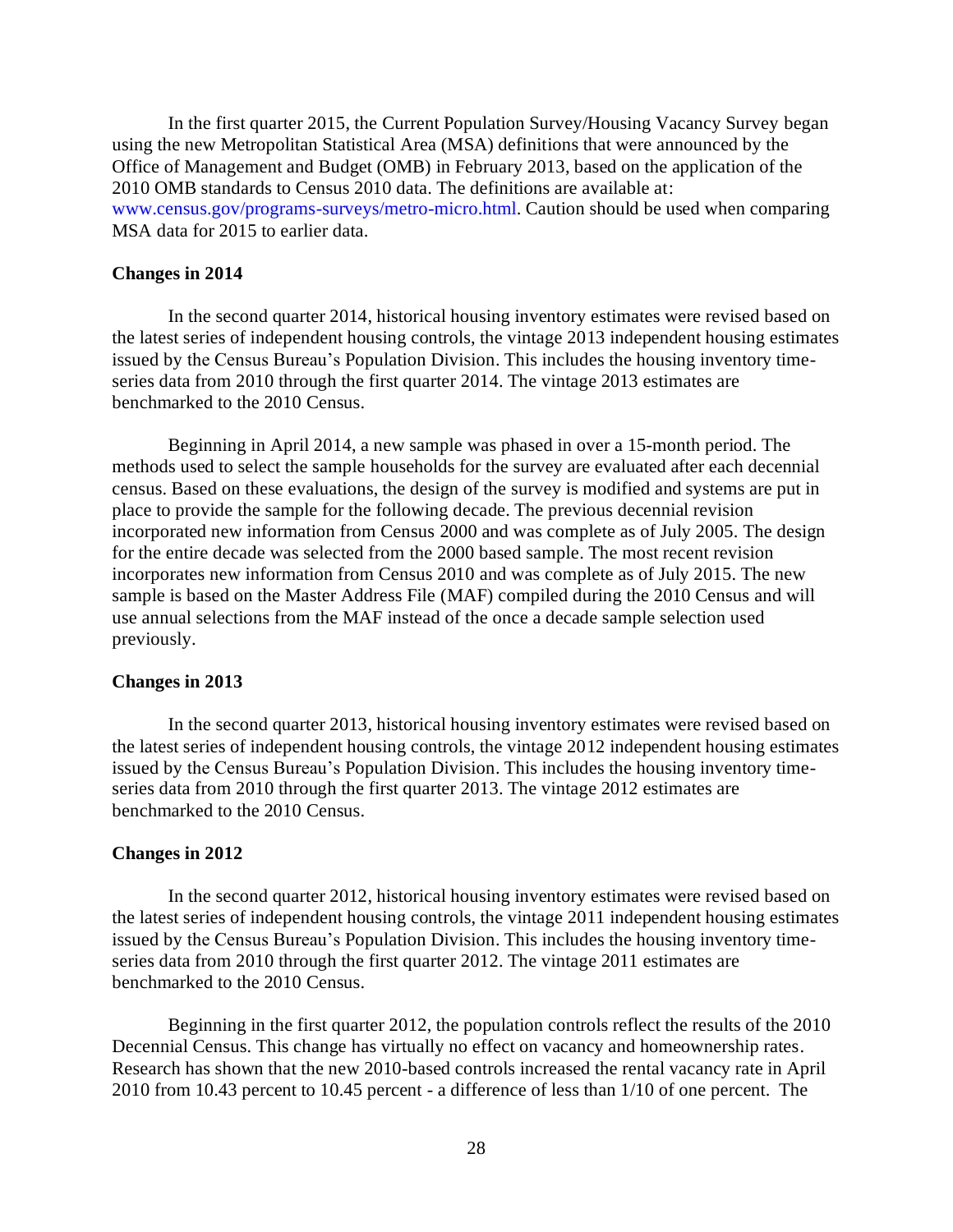In the first quarter 2015, the Current Population Survey/Housing Vacancy Survey began using the new Metropolitan Statistical Area (MSA) definitions that were announced by the Office of Management and Budget (OMB) in February 2013, based on the application of the 2010 OMB standards to Census 2010 data. The definitions are available at: www.census.gov/programs-surveys/metro-micro.html. Caution should be used when comparing MSA data for 2015 to earlier data.

**Changes in 2014**

In the second quarter 2014, historical housing inventory estimates were revised based on the latest series of independent housing controls, the vintage 2013 independent housing estimates issued by the Census Bureau's Population Division. This includes the housing inventory time-series data from 2010 through the first quarter 2014. The vintage 2013 estimates are benchmarked to the 2010 Census.

Beginning in April 2014, a new sample was phased in over a 15-month period. The methods used to select the sample households for the survey are evaluated after each decennial census. Based on these evaluations, the design of the survey is modified and systems are put in place to provide the sample for the following decade. The previous decennial revision incorporated new information from Census 2000 and was complete as of July 2005. The design for the entire decade was selected from the 2000 based sample. The most recent revision incorporates new information from Census 2010 and was complete as of July 2015. The new sample is based on the Master Address File (MAF) compiled during the 2010 Census and will use annual selections from the MAF instead of the once a decade sample selection used previously.

**Changes in 2013**

In the second quarter 2013, historical housing inventory estimates were revised based on the latest series of independent housing controls, the vintage 2012 independent housing estimates issued by the Census Bureau's Population Division. This includes the housing inventory time-series data from 2010 through the first quarter 2013. The vintage 2012 estimates are benchmarked to the 2010 Census.

**Changes in 2012**

In the second quarter 2012, historical housing inventory estimates were revised based on the latest series of independent housing controls, the vintage 2011 independent housing estimates issued by the Census Bureau's Population Division. This includes the housing inventory time-series data from 2010 through the first quarter 2012. The vintage 2011 estimates are benchmarked to the 2010 Census.

Beginning in the first quarter 2012, the population controls reflect the results of the 2010 Decennial Census. This change has virtually no effect on vacancy and homeownership rates. Research has shown that the new 2010-based controls increased the rental vacancy rate in April 2010 from 10.43 percent to 10.45 percent - a difference of less than 1/10 of one percent. The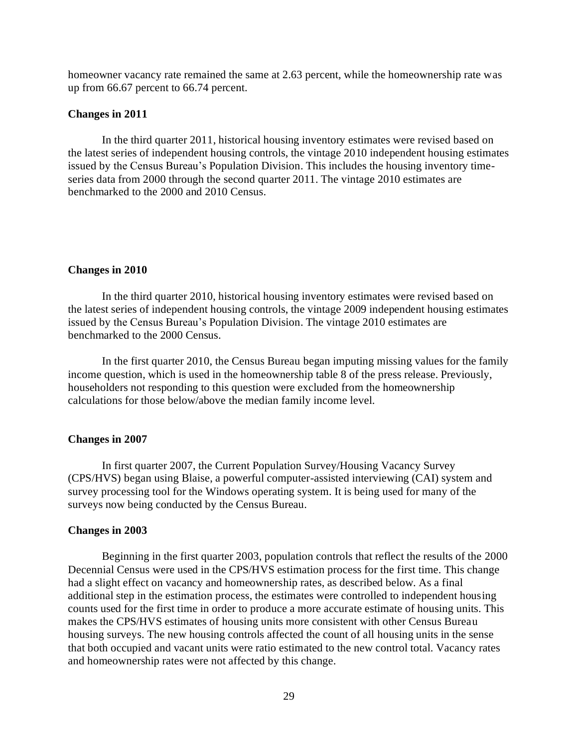homeowner vacancy rate remained the same at 2.63 percent, while the homeownership rate was up from 66.67 percent to 66.74 percent.

**Changes in 2011**

In the third quarter 2011, historical housing inventory estimates were revised based on the latest series of independent housing controls, the vintage 2010 independent housing estimates issued by the Census Bureau's Population Division. This includes the housing inventory time-series data from 2000 through the second quarter 2011. The vintage 2010 estimates are benchmarked to the 2000 and 2010 Census.

**Changes in 2010**

In the third quarter 2010, historical housing inventory estimates were revised based on the latest series of independent housing controls, the vintage 2009 independent housing estimates issued by the Census Bureau's Population Division. The vintage 2010 estimates are benchmarked to the 2000 Census.

In the first quarter 2010, the Census Bureau began imputing missing values for the family income question, which is used in the homeownership table 8 of the press release. Previously, householders not responding to this question were excluded from the homeownership calculations for those below/above the median family income level.

**Changes in 2007**

In first quarter 2007, the Current Population Survey/Housing Vacancy Survey (CPS/HVS) began using Blaise, a powerful computer-assisted interviewing (CAI) system and survey processing tool for the Windows operating system. It is being used for many of the surveys now being conducted by the Census Bureau.

**Changes in 2003**

Beginning in the first quarter 2003, population controls that reflect the results of the 2000 Decennial Census were used in the CPS/HVS estimation process for the first time. This change had a slight effect on vacancy and homeownership rates, as described below. As a final additional step in the estimation process, the estimates were controlled to independent housing counts used for the first time in order to produce a more accurate estimate of housing units. This makes the CPS/HVS estimates of housing units more consistent with other Census Bureau housing surveys. The new housing controls affected the count of all housing units in the sense that both occupied and vacant units were ratio estimated to the new control total. Vacancy rates and homeownership rates were not affected by this change.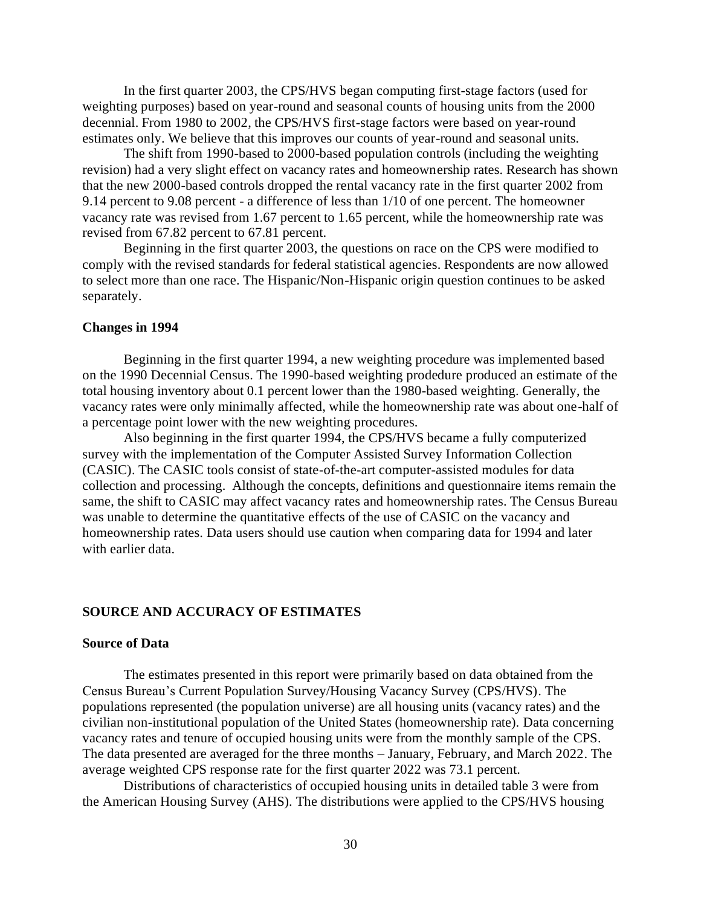In the first quarter 2003, the CPS/HVS began computing first-stage factors (used for weighting purposes) based on year-round and seasonal counts of housing units from the 2000 decennial. From 1980 to 2002, the CPS/HVS first-stage factors were based on year-round estimates only. We believe that this improves our counts of year-round and seasonal units.

The shift from 1990-based to 2000-based population controls (including the weighting revision) had a very slight effect on vacancy rates and homeownership rates. Research has shown that the new 2000-based controls dropped the rental vacancy rate in the first quarter 2002 from 9.14 percent to 9.08 percent - a difference of less than 1/10 of one percent. The homeowner vacancy rate was revised from 1.67 percent to 1.65 percent, while the homeownership rate was revised from 67.82 percent to 67.81 percent.

Beginning in the first quarter 2003, the questions on race on the CPS were modified to comply with the revised standards for federal statistical agencies. Respondents are now allowed to select more than one race. The Hispanic/Non-Hispanic origin question continues to be asked separately.

**Changes in 1994**

Beginning in the first quarter 1994, a new weighting procedure was implemented based on the 1990 Decennial Census. The 1990-based weighting prodedure produced an estimate of the total housing inventory about 0.1 percent lower than the 1980-based weighting. Generally, the vacancy rates were only minimally affected, while the homeownership rate was about one-half of a percentage point lower with the new weighting procedures.

Also beginning in the first quarter 1994, the CPS/HVS became a fully computerized survey with the implementation of the Computer Assisted Survey Information Collection (CASIC). The CASIC tools consist of state-of-the-art computer-assisted modules for data collection and processing. Although the concepts, definitions and questionnaire items remain the same, the shift to CASIC may affect vacancy rates and homeownership rates. The Census Bureau was unable to determine the quantitative effects of the use of CASIC on the vacancy and homeownership rates. Data users should use caution when comparing data for 1994 and later with earlier data.

## SOURCE AND ACCURACY OF ESTIMATES

**Source of Data**

The estimates presented in this report were primarily based on data obtained from the Census Bureau's Current Population Survey/Housing Vacancy Survey (CPS/HVS). The populations represented (the population universe) are all housing units (vacancy rates) and the civilian non-institutional population of the United States (homeownership rate). Data concerning vacancy rates and tenure of occupied housing units were from the monthly sample of the CPS. The data presented are averaged for the three months – January, February, and March 2022. The average weighted CPS response rate for the first quarter 2022 was 73.1 percent.

Distributions of characteristics of occupied housing units in detailed table 3 were from the American Housing Survey (AHS). The distributions were applied to the CPS/HVS housing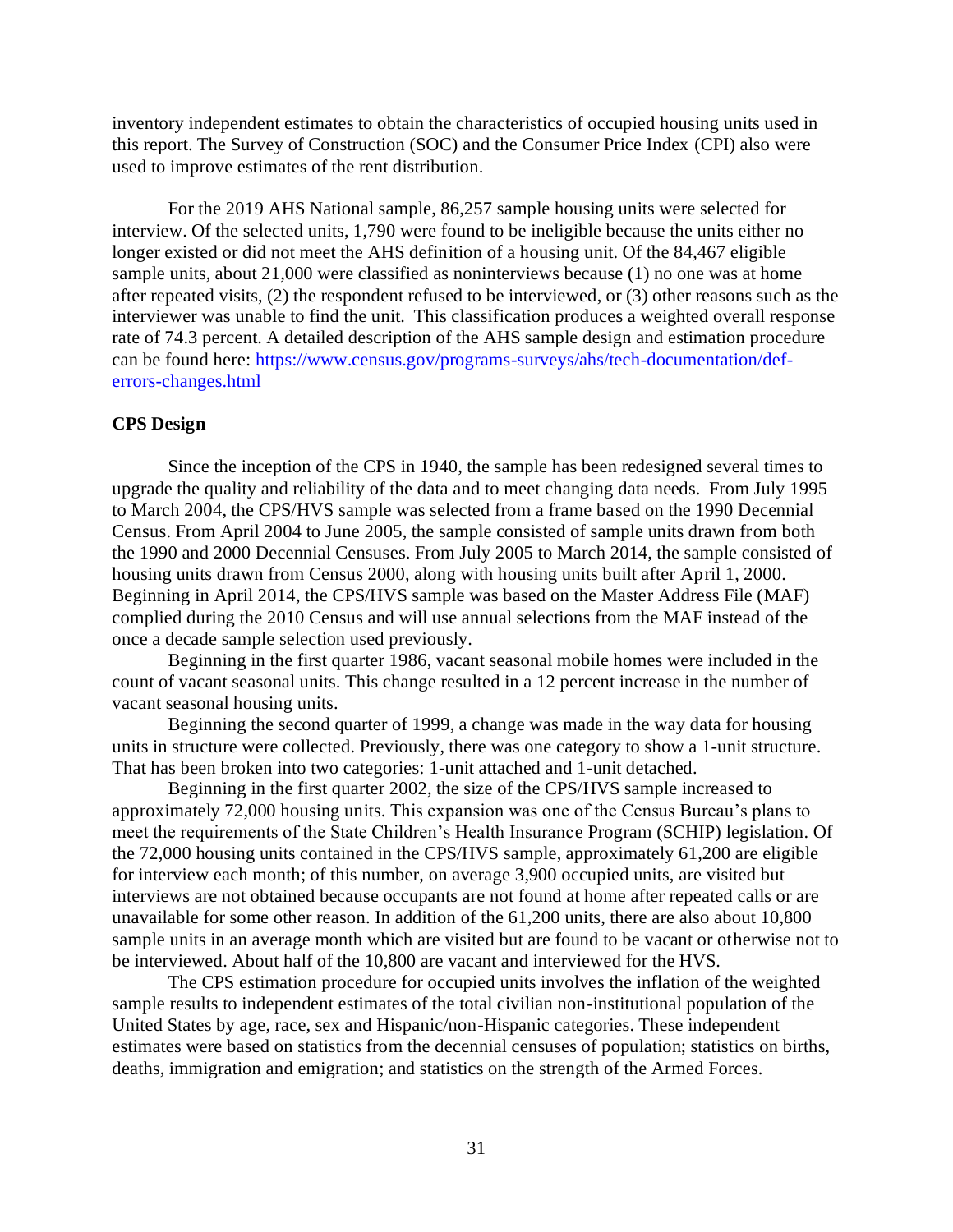inventory independent estimates to obtain the characteristics of occupied housing units used in this report. The Survey of Construction (SOC) and the Consumer Price Index (CPI) also were used to improve estimates of the rent distribution.

For the 2019 AHS National sample, 86,257 sample housing units were selected for interview. Of the selected units, 1,790 were found to be ineligible because the units either no longer existed or did not meet the AHS definition of a housing unit. Of the 84,467 eligible sample units, about 21,000 were classified as noninterviews because (1) no one was at home after repeated visits, (2) the respondent refused to be interviewed, or (3) other reasons such as the interviewer was unable to find the unit. This classification produces a weighted overall response rate of 74.3 percent. A detailed description of the AHS sample design and estimation procedure can be found here: https://www.census.gov/programs-surveys/ahs/tech-documentation/def-errors-changes.html

**CPS Design**

Since the inception of the CPS in 1940, the sample has been redesigned several times to upgrade the quality and reliability of the data and to meet changing data needs. From July 1995 to March 2004, the CPS/HVS sample was selected from a frame based on the 1990 Decennial Census. From April 2004 to June 2005, the sample consisted of sample units drawn from both the 1990 and 2000 Decennial Censuses. From July 2005 to March 2014, the sample consisted of housing units drawn from Census 2000, along with housing units built after April 1, 2000. Beginning in April 2014, the CPS/HVS sample was based on the Master Address File (MAF) complied during the 2010 Census and will use annual selections from the MAF instead of the once a decade sample selection used previously.

Beginning in the first quarter 1986, vacant seasonal mobile homes were included in the count of vacant seasonal units. This change resulted in a 12 percent increase in the number of vacant seasonal housing units.

Beginning the second quarter of 1999, a change was made in the way data for housing units in structure were collected. Previously, there was one category to show a 1-unit structure. That has been broken into two categories: 1-unit attached and 1-unit detached.

Beginning in the first quarter 2002, the size of the CPS/HVS sample increased to approximately 72,000 housing units. This expansion was one of the Census Bureau's plans to meet the requirements of the State Children's Health Insurance Program (SCHIP) legislation. Of the 72,000 housing units contained in the CPS/HVS sample, approximately 61,200 are eligible for interview each month; of this number, on average 3,900 occupied units, are visited but interviews are not obtained because occupants are not found at home after repeated calls or are unavailable for some other reason. In addition of the 61,200 units, there are also about 10,800 sample units in an average month which are visited but are found to be vacant or otherwise not to be interviewed. About half of the 10,800 are vacant and interviewed for the HVS.

The CPS estimation procedure for occupied units involves the inflation of the weighted sample results to independent estimates of the total civilian non-institutional population of the United States by age, race, sex and Hispanic/non-Hispanic categories. These independent estimates were based on statistics from the decennial censuses of population; statistics on births, deaths, immigration and emigration; and statistics on the strength of the Armed Forces.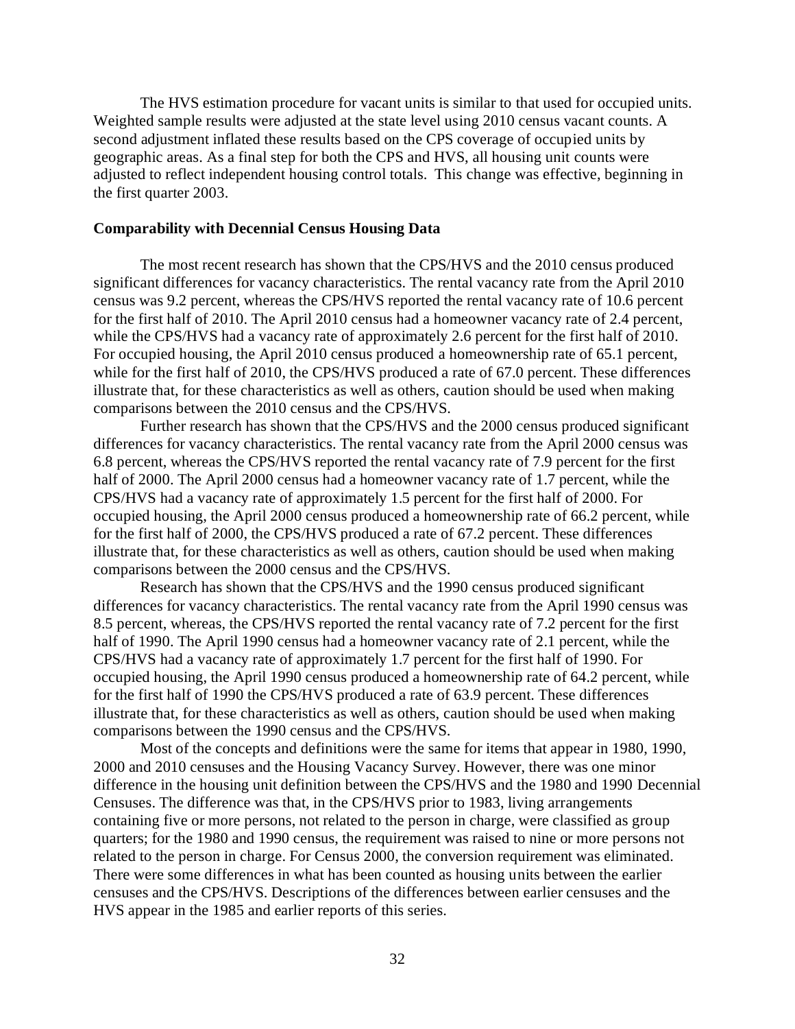The HVS estimation procedure for vacant units is similar to that used for occupied units. Weighted sample results were adjusted at the state level using 2010 census vacant counts. A second adjustment inflated these results based on the CPS coverage of occupied units by geographic areas. As a final step for both the CPS and HVS, all housing unit counts were adjusted to reflect independent housing control totals. This change was effective, beginning in the first quarter 2003.

**Comparability with Decennial Census Housing Data**

The most recent research has shown that the CPS/HVS and the 2010 census produced significant differences for vacancy characteristics. The rental vacancy rate from the April 2010 census was 9.2 percent, whereas the CPS/HVS reported the rental vacancy rate of 10.6 percent for the first half of 2010. The April 2010 census had a homeowner vacancy rate of 2.4 percent, while the CPS/HVS had a vacancy rate of approximately 2.6 percent for the first half of 2010. For occupied housing, the April 2010 census produced a homeownership rate of 65.1 percent, while for the first half of 2010, the CPS/HVS produced a rate of 67.0 percent. These differences illustrate that, for these characteristics as well as others, caution should be used when making comparisons between the 2010 census and the CPS/HVS.

Further research has shown that the CPS/HVS and the 2000 census produced significant differences for vacancy characteristics. The rental vacancy rate from the April 2000 census was 6.8 percent, whereas the CPS/HVS reported the rental vacancy rate of 7.9 percent for the first half of 2000. The April 2000 census had a homeowner vacancy rate of 1.7 percent, while the CPS/HVS had a vacancy rate of approximately 1.5 percent for the first half of 2000. For occupied housing, the April 2000 census produced a homeownership rate of 66.2 percent, while for the first half of 2000, the CPS/HVS produced a rate of 67.2 percent. These differences illustrate that, for these characteristics as well as others, caution should be used when making comparisons between the 2000 census and the CPS/HVS.

Research has shown that the CPS/HVS and the 1990 census produced significant differences for vacancy characteristics. The rental vacancy rate from the April 1990 census was 8.5 percent, whereas, the CPS/HVS reported the rental vacancy rate of 7.2 percent for the first half of 1990. The April 1990 census had a homeowner vacancy rate of 2.1 percent, while the CPS/HVS had a vacancy rate of approximately 1.7 percent for the first half of 1990. For occupied housing, the April 1990 census produced a homeownership rate of 64.2 percent, while for the first half of 1990 the CPS/HVS produced a rate of 63.9 percent. These differences illustrate that, for these characteristics as well as others, caution should be used when making comparisons between the 1990 census and the CPS/HVS.

Most of the concepts and definitions were the same for items that appear in 1980, 1990, 2000 and 2010 censuses and the Housing Vacancy Survey. However, there was one minor difference in the housing unit definition between the CPS/HVS and the 1980 and 1990 Decennial Censuses. The difference was that, in the CPS/HVS prior to 1983, living arrangements containing five or more persons, not related to the person in charge, were classified as group quarters; for the 1980 and 1990 census, the requirement was raised to nine or more persons not related to the person in charge. For Census 2000, the conversion requirement was eliminated. There were some differences in what has been counted as housing units between the earlier censuses and the CPS/HVS. Descriptions of the differences between earlier censuses and the HVS appear in the 1985 and earlier reports of this series.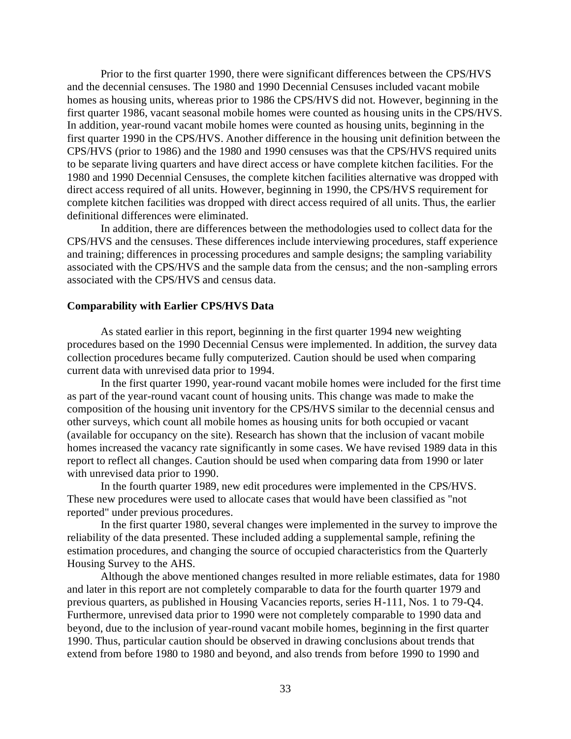Prior to the first quarter 1990, there were significant differences between the CPS/HVS and the decennial censuses. The 1980 and 1990 Decennial Censuses included vacant mobile homes as housing units, whereas prior to 1986 the CPS/HVS did not. However, beginning in the first quarter 1986, vacant seasonal mobile homes were counted as housing units in the CPS/HVS. In addition, year-round vacant mobile homes were counted as housing units, beginning in the first quarter 1990 in the CPS/HVS. Another difference in the housing unit definition between the CPS/HVS (prior to 1986) and the 1980 and 1990 censuses was that the CPS/HVS required units to be separate living quarters and have direct access or have complete kitchen facilities. For the 1980 and 1990 Decennial Censuses, the complete kitchen facilities alternative was dropped with direct access required of all units. However, beginning in 1990, the CPS/HVS requirement for complete kitchen facilities was dropped with direct access required of all units. Thus, the earlier definitional differences were eliminated.

In addition, there are differences between the methodologies used to collect data for the CPS/HVS and the censuses. These differences include interviewing procedures, staff experience and training; differences in processing procedures and sample designs; the sampling variability associated with the CPS/HVS and the sample data from the census; and the non-sampling errors associated with the CPS/HVS and census data.

**Comparability with Earlier CPS/HVS Data**

As stated earlier in this report, beginning in the first quarter 1994 new weighting procedures based on the 1990 Decennial Census were implemented. In addition, the survey data collection procedures became fully computerized. Caution should be used when comparing current data with unrevised data prior to 1994.

In the first quarter 1990, year-round vacant mobile homes were included for the first time as part of the year-round vacant count of housing units. This change was made to make the composition of the housing unit inventory for the CPS/HVS similar to the decennial census and other surveys, which count all mobile homes as housing units for both occupied or vacant (available for occupancy on the site). Research has shown that the inclusion of vacant mobile homes increased the vacancy rate significantly in some cases. We have revised 1989 data in this report to reflect all changes. Caution should be used when comparing data from 1990 or later with unrevised data prior to 1990.

In the fourth quarter 1989, new edit procedures were implemented in the CPS/HVS. These new procedures were used to allocate cases that would have been classified as "not reported" under previous procedures.

In the first quarter 1980, several changes were implemented in the survey to improve the reliability of the data presented. These included adding a supplemental sample, refining the estimation procedures, and changing the source of occupied characteristics from the Quarterly Housing Survey to the AHS.

Although the above mentioned changes resulted in more reliable estimates, data for 1980 and later in this report are not completely comparable to data for the fourth quarter 1979 and previous quarters, as published in Housing Vacancies reports, series H-111, Nos. 1 to 79-Q4. Furthermore, unrevised data prior to 1990 were not completely comparable to 1990 data and beyond, due to the inclusion of year-round vacant mobile homes, beginning in the first quarter 1990. Thus, particular caution should be observed in drawing conclusions about trends that extend from before 1980 to 1980 and beyond, and also trends from before 1990 to 1990 and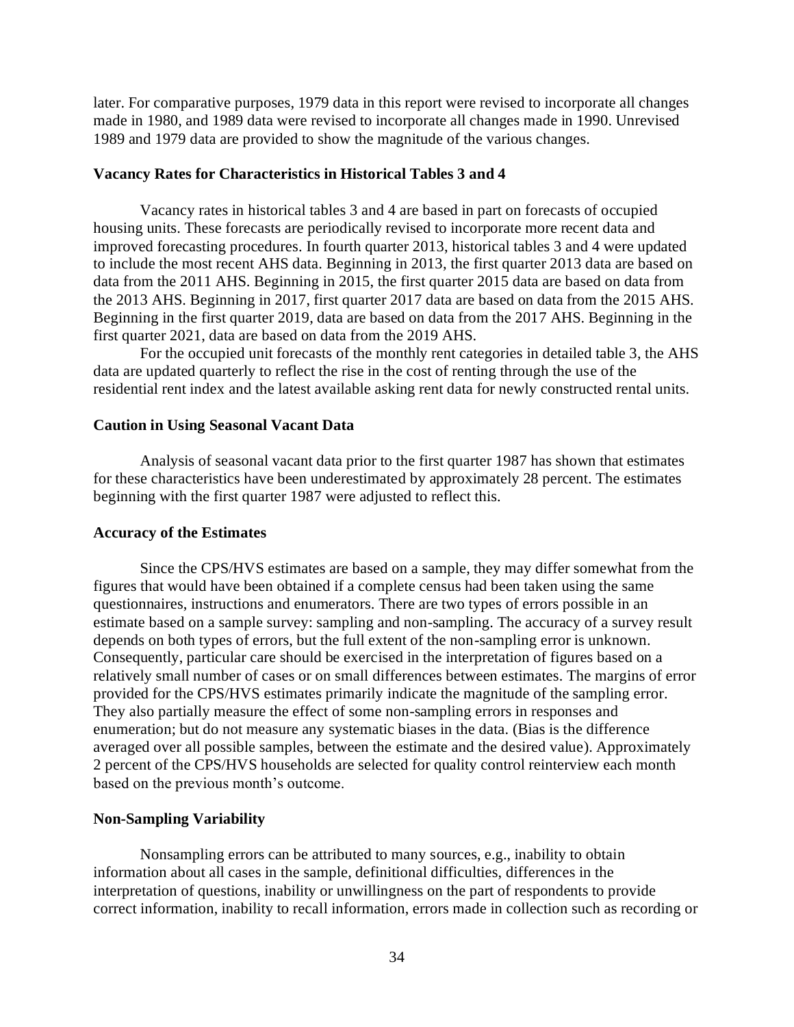later. For comparative purposes, 1979 data in this report were revised to incorporate all changes made in 1980, and 1989 data were revised to incorporate all changes made in 1990. Unrevised 1989 and 1979 data are provided to show the magnitude of the various changes.

### Vacancy Rates for Characteristics in Historical Tables 3 and 4

Vacancy rates in historical tables 3 and 4 are based in part on forecasts of occupied housing units. These forecasts are periodically revised to incorporate more recent data and improved forecasting procedures. In fourth quarter 2013, historical tables 3 and 4 were updated to include the most recent AHS data. Beginning in 2013, the first quarter 2013 data are based on data from the 2011 AHS. Beginning in 2015, the first quarter 2015 data are based on data from the 2013 AHS. Beginning in 2017, first quarter 2017 data are based on data from the 2015 AHS. Beginning in the first quarter 2019, data are based on data from the 2017 AHS. Beginning in the first quarter 2021, data are based on data from the 2019 AHS.

For the occupied unit forecasts of the monthly rent categories in detailed table 3, the AHS data are updated quarterly to reflect the rise in the cost of renting through the use of the residential rent index and the latest available asking rent data for newly constructed rental units.

### Caution in Using Seasonal Vacant Data

Analysis of seasonal vacant data prior to the first quarter 1987 has shown that estimates for these characteristics have been underestimated by approximately 28 percent. The estimates beginning with the first quarter 1987 were adjusted to reflect this.

### Accuracy of the Estimates

Since the CPS/HVS estimates are based on a sample, they may differ somewhat from the figures that would have been obtained if a complete census had been taken using the same questionnaires, instructions and enumerators. There are two types of errors possible in an estimate based on a sample survey: sampling and non-sampling. The accuracy of a survey result depends on both types of errors, but the full extent of the non-sampling error is unknown. Consequently, particular care should be exercised in the interpretation of figures based on a relatively small number of cases or on small differences between estimates. The margins of error provided for the CPS/HVS estimates primarily indicate the magnitude of the sampling error. They also partially measure the effect of some non-sampling errors in responses and enumeration; but do not measure any systematic biases in the data. (Bias is the difference averaged over all possible samples, between the estimate and the desired value). Approximately 2 percent of the CPS/HVS households are selected for quality control reinterview each month based on the previous month's outcome.

### Non-Sampling Variability

Nonsampling errors can be attributed to many sources, e.g., inability to obtain information about all cases in the sample, definitional difficulties, differences in the interpretation of questions, inability or unwillingness on the part of respondents to provide correct information, inability to recall information, errors made in collection such as recording or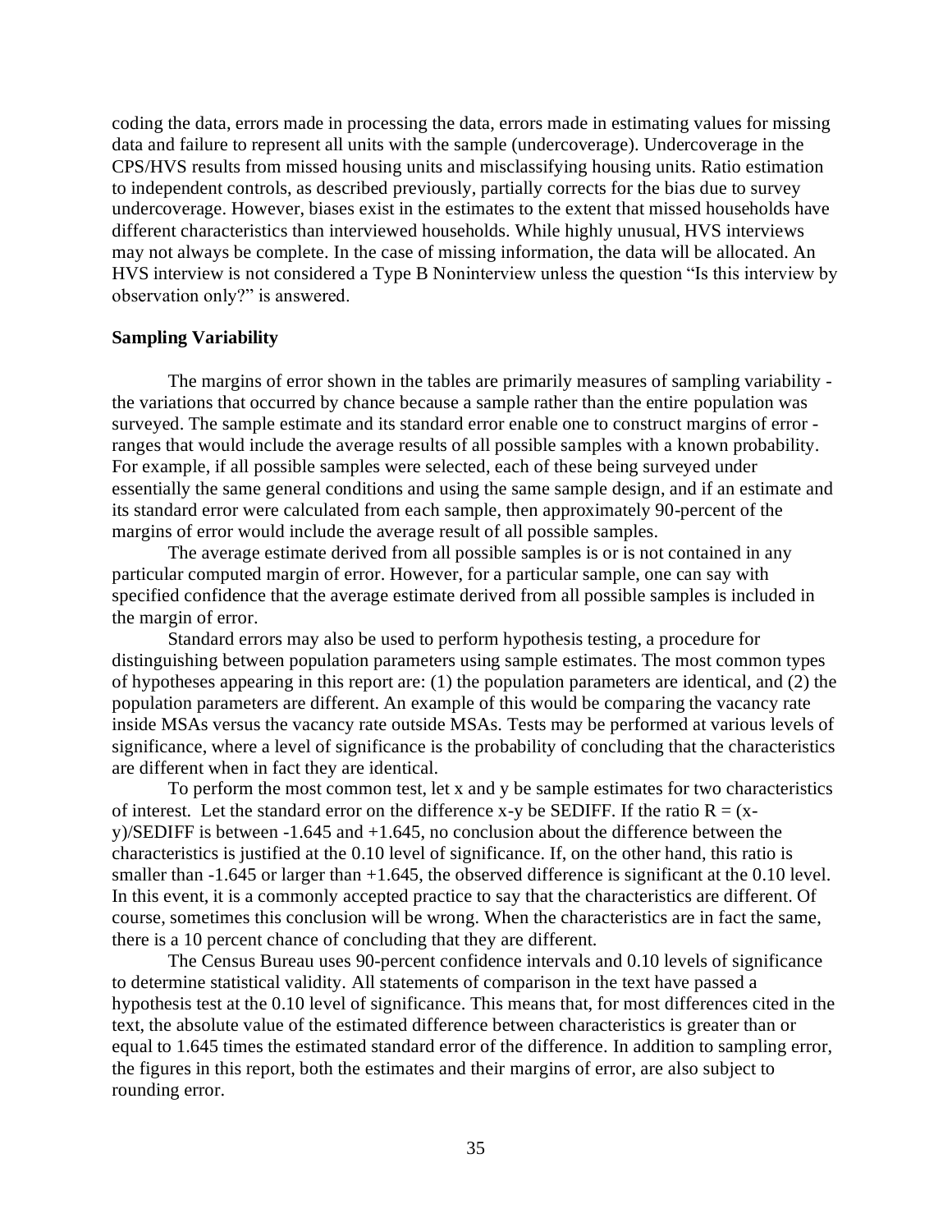coding the data, errors made in processing the data, errors made in estimating values for missing data and failure to represent all units with the sample (undercoverage). Undercoverage in the CPS/HVS results from missed housing units and misclassifying housing units. Ratio estimation to independent controls, as described previously, partially corrects for the bias due to survey undercoverage. However, biases exist in the estimates to the extent that missed households have different characteristics than interviewed households. While highly unusual, HVS interviews may not always be complete. In the case of missing information, the data will be allocated. An HVS interview is not considered a Type B Noninterview unless the question "Is this interview by observation only?" is answered.

**Sampling Variability**

The margins of error shown in the tables are primarily measures of sampling variability - the variations that occurred by chance because a sample rather than the entire population was surveyed. The sample estimate and its standard error enable one to construct margins of error - ranges that would include the average results of all possible samples with a known probability. For example, if all possible samples were selected, each of these being surveyed under essentially the same general conditions and using the same sample design, and if an estimate and its standard error were calculated from each sample, then approximately 90-percent of the margins of error would include the average result of all possible samples.

The average estimate derived from all possible samples is or is not contained in any particular computed margin of error. However, for a particular sample, one can say with specified confidence that the average estimate derived from all possible samples is included in the margin of error.

Standard errors may also be used to perform hypothesis testing, a procedure for distinguishing between population parameters using sample estimates. The most common types of hypotheses appearing in this report are: (1) the population parameters are identical, and (2) the population parameters are different. An example of this would be comparing the vacancy rate inside MSAs versus the vacancy rate outside MSAs. Tests may be performed at various levels of significance, where a level of significance is the probability of concluding that the characteristics are different when in fact they are identical.

To perform the most common test, let x and y be sample estimates for two characteristics of interest. Let the standard error on the difference x-y be SEDIFF. If the ratio $R = (x-y)/SEDIFF$ is between -1.645 and +1.645, no conclusion about the difference between the characteristics is justified at the 0.10 level of significance. If, on the other hand, this ratio is smaller than -1.645 or larger than +1.645, the observed difference is significant at the 0.10 level. In this event, it is a commonly accepted practice to say that the characteristics are different. Of course, sometimes this conclusion will be wrong. When the characteristics are in fact the same, there is a 10 percent chance of concluding that they are different.

The Census Bureau uses 90-percent confidence intervals and 0.10 levels of significance to determine statistical validity. All statements of comparison in the text have passed a hypothesis test at the 0.10 level of significance. This means that, for most differences cited in the text, the absolute value of the estimated difference between characteristics is greater than or equal to 1.645 times the estimated standard error of the difference. In addition to sampling error, the figures in this report, both the estimates and their margins of error, are also subject to rounding error.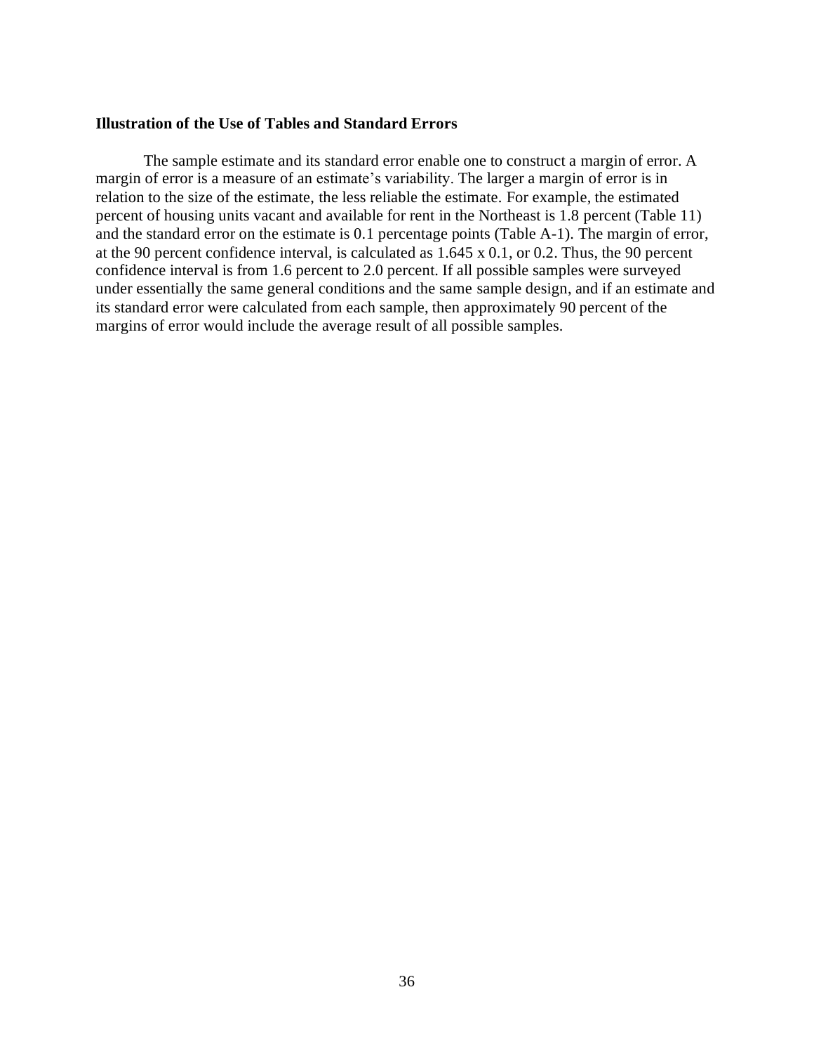### Illustration of the Use of Tables and Standard Errors

The sample estimate and its standard error enable one to construct a margin of error. A margin of error is a measure of an estimate's variability. The larger a margin of error is in relation to the size of the estimate, the less reliable the estimate. For example, the estimated percent of housing units vacant and available for rent in the Northeast is 1.8 percent (Table 11) and the standard error on the estimate is 0.1 percentage points (Table A-1). The margin of error, at the 90 percent confidence interval, is calculated as 1.645 x 0.1, or 0.2. Thus, the 90 percent confidence interval is from 1.6 percent to 2.0 percent. If all possible samples were surveyed under essentially the same general conditions and the same sample design, and if an estimate and its standard error were calculated from each sample, then approximately 90 percent of the margins of error would include the average result of all possible samples.